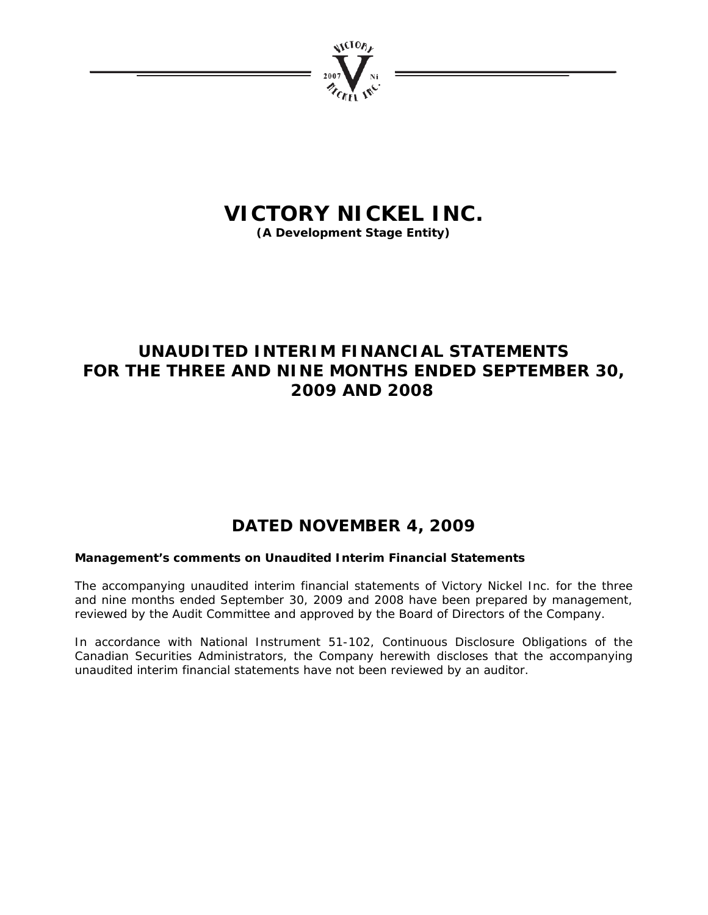# VICTORY NICKEL INC.

**(A Development Stage Entity)**

## UNAUDITED INTERIM FINANCIAL STATEMENTS FOR THE THREE AND NINE MONTHS ENDED SEPTEMBER 30, 2009 AND 2008

## DATED NOVEMBER 4, 2009

**Management's comments on Unaudited Interim Financial Statements**

The accompanying unaudited interim financial statements of Victory Nickel Inc. for the three and nine months ended September 30, 2009 and 2008 have been prepared by management, reviewed by the Audit Committee and approved by the Board of Directors of the Company.

In accordance with National Instrument 51-102, Continuous Disclosure Obligations of the Canadian Securities Administrators, the Company herewith discloses that the accompanying unaudited interim financial statements have not been reviewed by an auditor.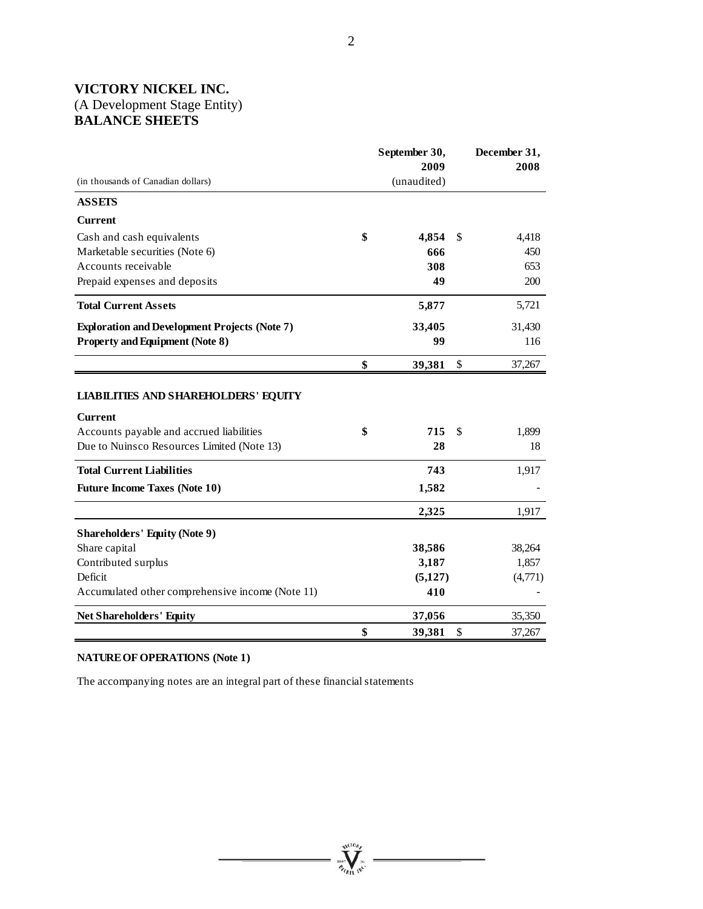# VICTORY NICKEL INC.

(A Development Stage Entity)

**BALANCE SHEETS**

| (in thousands of Canadian dollars) | September 30, 2009 (unaudited) | December 31, 2008 |
|---|---|---|
| **ASSETS** | | |
| **Current** | | |
| Cash and cash equivalents | **$ 4,854** | $ 4,418 |
| Marketable securities (Note 6) | **666** | 450 |
| Accounts receivable | **308** | 653 |
| Prepaid expenses and deposits | **49** | 200 |
| **Total Current Assets** | **5,877** | 5,721 |
| **Exploration and Development Projects (Note 7)** | **33,405** | 31,430 |
| **Property and Equipment (Note 8)** | **99** | 116 |
| | **$ 39,381** | $ 37,267 |
| **LIABILITIES AND SHAREHOLDERS' EQUITY** | | |
| **Current** | | |
| Accounts payable and accrued liabilities | **$ 715** | $ 1,899 |
| Due to Nuinsco Resources Limited (Note 13) | **28** | 18 |
| **Total Current Liabilities** | **743** | 1,917 |
| **Future Income Taxes (Note 10)** | **1,582** | - |
| | **2,325** | 1,917 |
| **Shareholders' Equity (Note 9)** | | |
| Share capital | **38,586** | 38,264 |
| Contributed surplus | **3,187** | 1,857 |
| Deficit | **(5,127)** | (4,771) |
| Accumulated other comprehensive income (Note 11) | **410** | - |
| **Net Shareholders' Equity** | **37,056** | 35,350 |
| | **$ 39,381** | $ 37,267 |

**NATURE OF OPERATIONS (Note 1)**

The accompanying notes are an integral part of these financial statements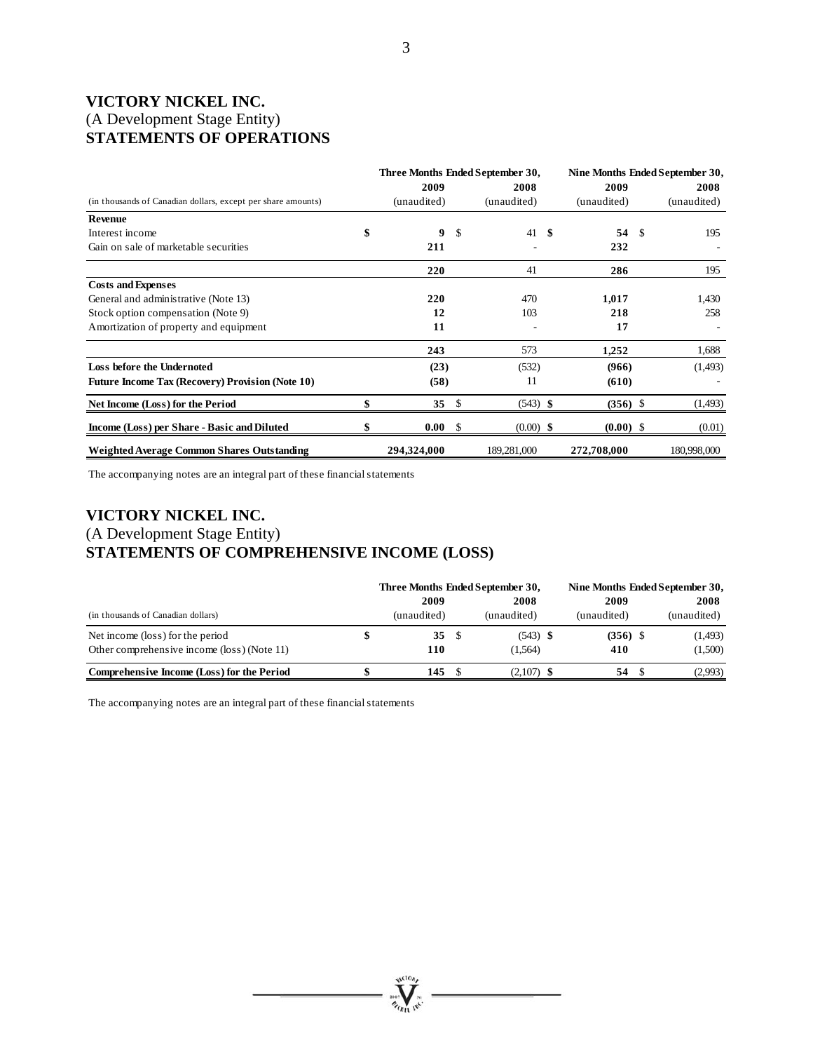# VICTORY NICKEL INC.
## (A Development Stage Entity)
## STATEMENTS OF OPERATIONS

| (in thousands of Canadian dollars, except per share amounts) | Three Months Ended September 30, 2009 (unaudited) | Three Months Ended September 30, 2008 (unaudited) | Nine Months Ended September 30, 2009 (unaudited) | Nine Months Ended September 30, 2008 (unaudited) |
|---|---|---|---|---|
| **Revenue** | | | | |
| Interest income | $ **9** | $ 41 | $ **54** | $ 195 |
| Gain on sale of marketable securities | **211** | - | **232** | - |
| | **220** | 41 | **286** | 195 |
| **Costs and Expenses** | | | | |
| General and administrative (Note 13) | **220** | 470 | **1,017** | 1,430 |
| Stock option compensation (Note 9) | **12** | 103 | **218** | 258 |
| Amortization of property and equipment | **11** | - | **17** | - |
| | **243** | 573 | **1,252** | 1,688 |
| **Loss before the Undernoted** | **(23)** | (532) | **(966)** | (1,493) |
| **Future Income Tax (Recovery) Provision (Note 10)** | **(58)** | 11 | **(610)** | - |
| **Net Income (Loss) for the Period** | $ **35** | $ (543) | $ **(356)** | $ (1,493) |
| **Income (Loss) per Share - Basic and Diluted** | $ **0.00** | $ (0.00) | $ **(0.00)** | $ (0.01) |
| **Weighted Average Common Shares Outstanding** | **294,324,000** | 189,281,000 | **272,708,000** | 180,998,000 |

The accompanying notes are an integral part of these financial statements

# VICTORY NICKEL INC.
## (A Development Stage Entity)
## STATEMENTS OF COMPREHENSIVE INCOME (LOSS)

| (in thousands of Canadian dollars) | Three Months Ended September 30, 2009 (unaudited) | Three Months Ended September 30, 2008 (unaudited) | Nine Months Ended September 30, 2009 (unaudited) | Nine Months Ended September 30, 2008 (unaudited) |
|---|---|---|---|---|
| Net income (loss) for the period | $ **35** | $ (543) | $ **(356)** | $ (1,493) |
| Other comprehensive income (loss) (Note 11) | **110** | (1,564) | **410** | (1,500) |
| **Comprehensive Income (Loss) for the Period** | $ **145** | $ (2,107) | $ **54** | $ (2,993) |

The accompanying notes are an integral part of these financial statements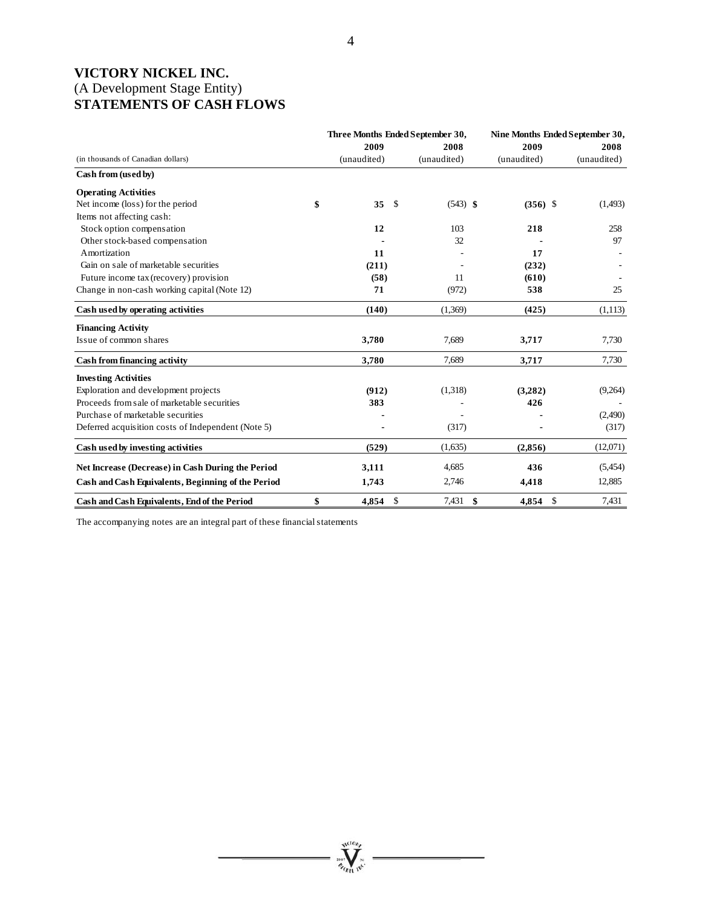# VICTORY NICKEL INC.
(A Development Stage Entity)
**STATEMENTS OF CASH FLOWS**

| (in thousands of Canadian dollars) | Three Months Ended September 30, 2009 (unaudited) | Three Months Ended September 30, 2008 (unaudited) | Nine Months Ended September 30, 2009 (unaudited) | Nine Months Ended September 30, 2008 (unaudited) |
|---|---|---|---|---|
| **Cash from (used by)** | | | | |
| **Operating Activities** | | | | |
| Net income (loss) for the period | **$ 35** | $ (543) | **$ (356)** | $ (1,493) |
| Items not affecting cash: | | | | |
| Stock option compensation | **12** | 103 | **218** | 258 |
| Other stock-based compensation | **-** | 32 | **-** | 97 |
| Amortization | **11** | - | **17** | - |
| Gain on sale of marketable securities | **(211)** | - | **(232)** | - |
| Future income tax (recovery) provision | **(58)** | 11 | **(610)** | - |
| Change in non-cash working capital (Note 12) | **71** | (972) | **538** | 25 |
| **Cash used by operating activities** | **(140)** | (1,369) | **(425)** | (1,113) |
| **Financing Activity** | | | | |
| Issue of common shares | **3,780** | 7,689 | **3,717** | 7,730 |
| **Cash from financing activity** | **3,780** | 7,689 | **3,717** | 7,730 |
| **Investing Activities** | | | | |
| Exploration and development projects | **(912)** | (1,318) | **(3,282)** | (9,264) |
| Proceeds from sale of marketable securities | **383** | - | **426** | - |
| Purchase of marketable securities | **-** | - | **-** | (2,490) |
| Deferred acquisition costs of Independent (Note 5) | **-** | (317) | **-** | (317) |
| **Cash used by investing activities** | **(529)** | (1,635) | **(2,856)** | (12,071) |
| **Net Increase (Decrease) in Cash During the Period** | **3,111** | 4,685 | **436** | (5,454) |
| **Cash and Cash Equivalents, Beginning of the Period** | **1,743** | 2,746 | **4,418** | 12,885 |
| **Cash and Cash Equivalents, End of the Period** | **$ 4,854** | $ 7,431 | **$ 4,854** | $ 7,431 |

The accompanying notes are an integral part of these financial statements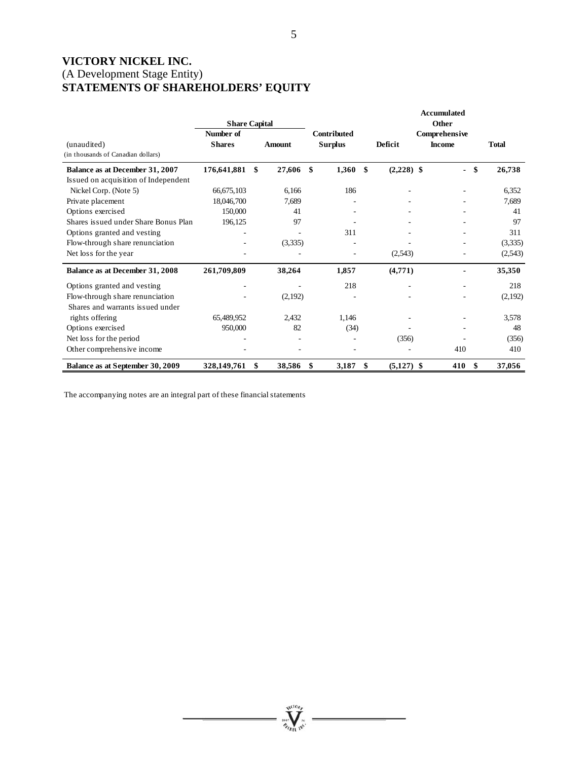# VICTORY NICKEL INC.

(A Development Stage Entity)

## STATEMENTS OF SHAREHOLDERS' EQUITY

| (unaudited)<br>(in thousands of Canadian dollars) | Share Capital<br>Number of Shares | Share Capital<br>Amount | Contributed Surplus | Deficit | Accumulated Other Comprehensive Income | Total |
|---|---|---|---|---|---|---|
| **Balance as at December 31, 2007** | **176,641,881** | **$ 27,606** | **$ 1,360** | **$ (2,228)** | **$ -** | **$ 26,738** |
| Issued on acquisition of Independent Nickel Corp. (Note 5) | 66,675,103 | 6,166 | 186 | - | - | 6,352 |
| Private placement | 18,046,700 | 7,689 | - | - | - | 7,689 |
| Options exercised | 150,000 | 41 | - | - | - | 41 |
| Shares issued under Share Bonus Plan | 196,125 | 97 | - | - | - | 97 |
| Options granted and vesting | - | - | 311 | - | - | 311 |
| Flow-through share renunciation | - | (3,335) | - | - | - | (3,335) |
| Net loss for the year | - | - | - | (2,543) | - | (2,543) |
| **Balance as at December 31, 2008** | **261,709,809** | **38,264** | **1,857** | **(4,771)** | **-** | **35,350** |
| Options granted and vesting | - | - | 218 | - | - | 218 |
| Flow-through share renunciation | - | (2,192) | - | - | - | (2,192) |
| Shares and warrants issued under rights offering | 65,489,952 | 2,432 | 1,146 | - | - | 3,578 |
| Options exercised | 950,000 | 82 | (34) | - | - | 48 |
| Net loss for the period | - | - | - | (356) | - | (356) |
| Other comprehensive income | - | - | - | - | 410 | 410 |
| **Balance as at September 30, 2009** | **328,149,761** | **$ 38,586** | **$ 3,187** | **$ (5,127)** | **$ 410** | **$ 37,056** |

The accompanying notes are an integral part of these financial statements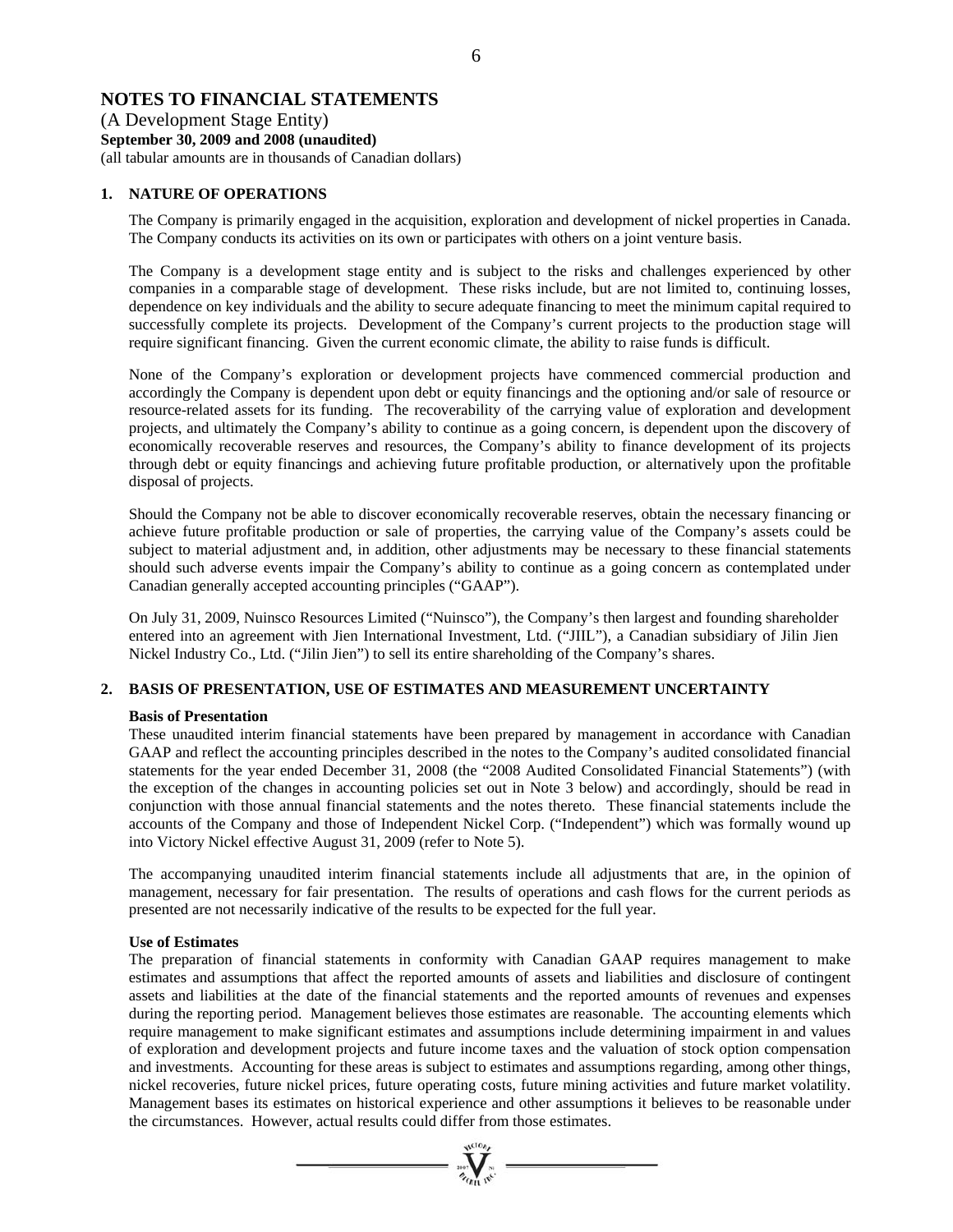# NOTES TO FINANCIAL STATEMENTS

(A Development Stage Entity)
**September 30, 2009 and 2008 (unaudited)**
(all tabular amounts are in thousands of Canadian dollars)

## 1. NATURE OF OPERATIONS

The Company is primarily engaged in the acquisition, exploration and development of nickel properties in Canada. The Company conducts its activities on its own or participates with others on a joint venture basis.

The Company is a development stage entity and is subject to the risks and challenges experienced by other companies in a comparable stage of development. These risks include, but are not limited to, continuing losses, dependence on key individuals and the ability to secure adequate financing to meet the minimum capital required to successfully complete its projects. Development of the Company's current projects to the production stage will require significant financing. Given the current economic climate, the ability to raise funds is difficult.

None of the Company's exploration or development projects have commenced commercial production and accordingly the Company is dependent upon debt or equity financings and the optioning and/or sale of resource or resource-related assets for its funding. The recoverability of the carrying value of exploration and development projects, and ultimately the Company's ability to continue as a going concern, is dependent upon the discovery of economically recoverable reserves and resources, the Company's ability to finance development of its projects through debt or equity financings and achieving future profitable production, or alternatively upon the profitable disposal of projects.

Should the Company not be able to discover economically recoverable reserves, obtain the necessary financing or achieve future profitable production or sale of properties, the carrying value of the Company's assets could be subject to material adjustment and, in addition, other adjustments may be necessary to these financial statements should such adverse events impair the Company's ability to continue as a going concern as contemplated under Canadian generally accepted accounting principles ("GAAP").

On July 31, 2009, Nuinsco Resources Limited ("Nuinsco"), the Company's then largest and founding shareholder entered into an agreement with Jien International Investment, Ltd. ("JIIL"), a Canadian subsidiary of Jilin Jien Nickel Industry Co., Ltd. ("Jilin Jien") to sell its entire shareholding of the Company's shares.

## 2. BASIS OF PRESENTATION, USE OF ESTIMATES AND MEASUREMENT UNCERTAINTY

**Basis of Presentation**

These unaudited interim financial statements have been prepared by management in accordance with Canadian GAAP and reflect the accounting principles described in the notes to the Company's audited consolidated financial statements for the year ended December 31, 2008 (the "2008 Audited Consolidated Financial Statements") (with the exception of the changes in accounting policies set out in Note 3 below) and accordingly, should be read in conjunction with those annual financial statements and the notes thereto. These financial statements include the accounts of the Company and those of Independent Nickel Corp. ("Independent") which was formally wound up into Victory Nickel effective August 31, 2009 (refer to Note 5).

The accompanying unaudited interim financial statements include all adjustments that are, in the opinion of management, necessary for fair presentation. The results of operations and cash flows for the current periods as presented are not necessarily indicative of the results to be expected for the full year.

**Use of Estimates**

The preparation of financial statements in conformity with Canadian GAAP requires management to make estimates and assumptions that affect the reported amounts of assets and liabilities and disclosure of contingent assets and liabilities at the date of the financial statements and the reported amounts of revenues and expenses during the reporting period. Management believes those estimates are reasonable. The accounting elements which require management to make significant estimates and assumptions include determining impairment in and values of exploration and development projects and future income taxes and the valuation of stock option compensation and investments. Accounting for these areas is subject to estimates and assumptions regarding, among other things, nickel recoveries, future nickel prices, future operating costs, future mining activities and future market volatility. Management bases its estimates on historical experience and other assumptions it believes to be reasonable under the circumstances. However, actual results could differ from those estimates.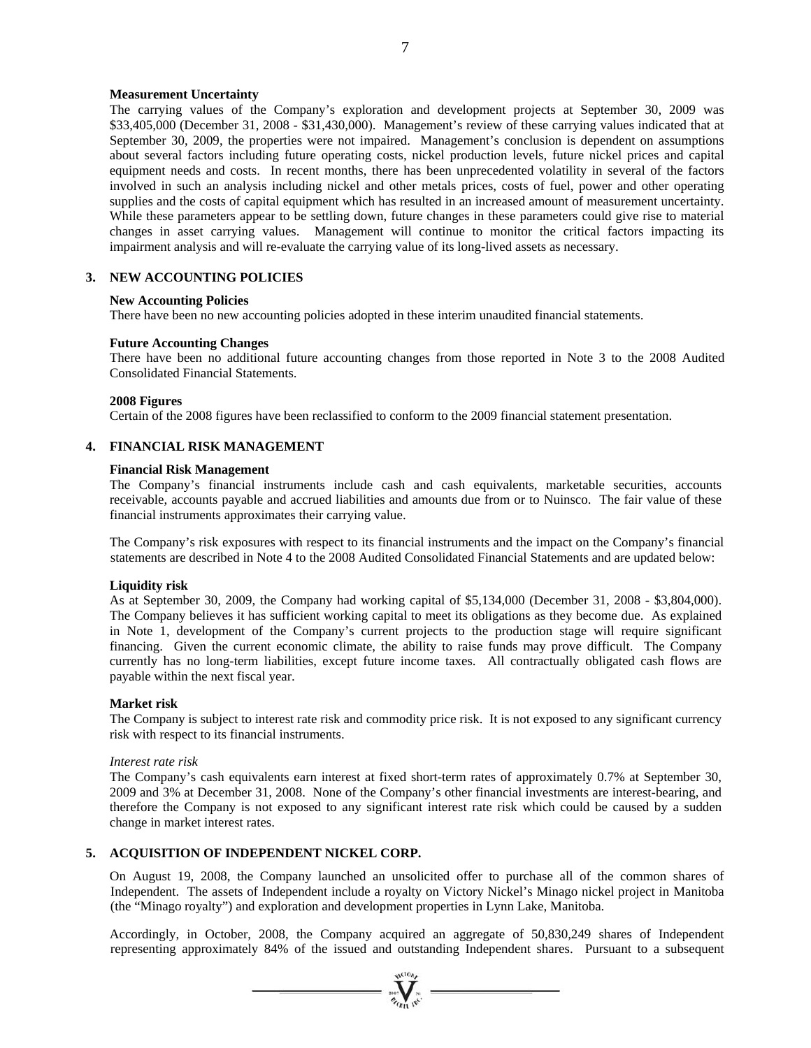**Measurement Uncertainty**

The carrying values of the Company's exploration and development projects at September 30, 2009 was \$33,405,000 (December 31, 2008 - \$31,430,000). Management's review of these carrying values indicated that at September 30, 2009, the properties were not impaired. Management's conclusion is dependent on assumptions about several factors including future operating costs, nickel production levels, future nickel prices and capital equipment needs and costs. In recent months, there has been unprecedented volatility in several of the factors involved in such an analysis including nickel and other metals prices, costs of fuel, power and other operating supplies and the costs of capital equipment which has resulted in an increased amount of measurement uncertainty. While these parameters appear to be settling down, future changes in these parameters could give rise to material changes in asset carrying values. Management will continue to monitor the critical factors impacting its impairment analysis and will re-evaluate the carrying value of its long-lived assets as necessary.

## 3. NEW ACCOUNTING POLICIES

**New Accounting Policies**

There have been no new accounting policies adopted in these interim unaudited financial statements.

**Future Accounting Changes**

There have been no additional future accounting changes from those reported in Note 3 to the 2008 Audited Consolidated Financial Statements.

**2008 Figures**

Certain of the 2008 figures have been reclassified to conform to the 2009 financial statement presentation.

## 4. FINANCIAL RISK MANAGEMENT

**Financial Risk Management**

The Company's financial instruments include cash and cash equivalents, marketable securities, accounts receivable, accounts payable and accrued liabilities and amounts due from or to Nuinsco. The fair value of these financial instruments approximates their carrying value.

The Company's risk exposures with respect to its financial instruments and the impact on the Company's financial statements are described in Note 4 to the 2008 Audited Consolidated Financial Statements and are updated below:

**Liquidity risk**

As at September 30, 2009, the Company had working capital of \$5,134,000 (December 31, 2008 - \$3,804,000). The Company believes it has sufficient working capital to meet its obligations as they become due. As explained in Note 1, development of the Company's current projects to the production stage will require significant financing. Given the current economic climate, the ability to raise funds may prove difficult. The Company currently has no long-term liabilities, except future income taxes. All contractually obligated cash flows are payable within the next fiscal year.

**Market risk**

The Company is subject to interest rate risk and commodity price risk. It is not exposed to any significant currency risk with respect to its financial instruments.

*Interest rate risk*

The Company's cash equivalents earn interest at fixed short-term rates of approximately 0.7% at September 30, 2009 and 3% at December 31, 2008. None of the Company's other financial investments are interest-bearing, and therefore the Company is not exposed to any significant interest rate risk which could be caused by a sudden change in market interest rates.

## 5. ACQUISITION OF INDEPENDENT NICKEL CORP.

On August 19, 2008, the Company launched an unsolicited offer to purchase all of the common shares of Independent. The assets of Independent include a royalty on Victory Nickel's Minago nickel project in Manitoba (the "Minago royalty") and exploration and development properties in Lynn Lake, Manitoba.

Accordingly, in October, 2008, the Company acquired an aggregate of 50,830,249 shares of Independent representing approximately 84% of the issued and outstanding Independent shares. Pursuant to a subsequent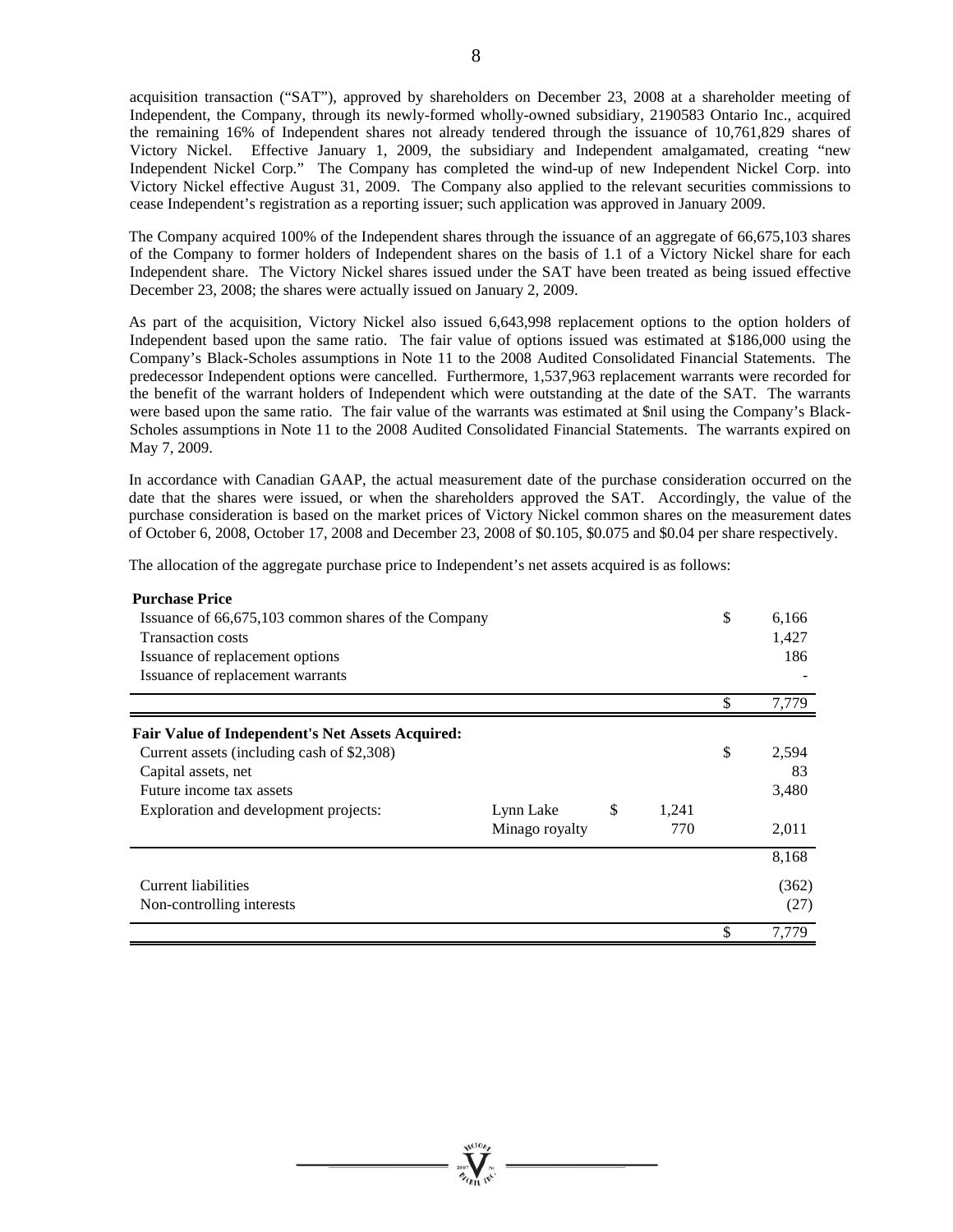acquisition transaction ("SAT"), approved by shareholders on December 23, 2008 at a shareholder meeting of Independent, the Company, through its newly-formed wholly-owned subsidiary, 2190583 Ontario Inc., acquired the remaining 16% of Independent shares not already tendered through the issuance of 10,761,829 shares of Victory Nickel. Effective January 1, 2009, the subsidiary and Independent amalgamated, creating "new Independent Nickel Corp." The Company has completed the wind-up of new Independent Nickel Corp. into Victory Nickel effective August 31, 2009. The Company also applied to the relevant securities commissions to cease Independent's registration as a reporting issuer; such application was approved in January 2009.

The Company acquired 100% of the Independent shares through the issuance of an aggregate of 66,675,103 shares of the Company to former holders of Independent shares on the basis of 1.1 of a Victory Nickel share for each Independent share. The Victory Nickel shares issued under the SAT have been treated as being issued effective December 23, 2008; the shares were actually issued on January 2, 2009.

As part of the acquisition, Victory Nickel also issued 6,643,998 replacement options to the option holders of Independent based upon the same ratio. The fair value of options issued was estimated at $186,000 using the Company's Black-Scholes assumptions in Note 11 to the 2008 Audited Consolidated Financial Statements. The predecessor Independent options were cancelled. Furthermore, 1,537,963 replacement warrants were recorded for the benefit of the warrant holders of Independent which were outstanding at the date of the SAT. The warrants were based upon the same ratio. The fair value of the warrants was estimated at $nil using the Company's Black-Scholes assumptions in Note 11 to the 2008 Audited Consolidated Financial Statements. The warrants expired on May 7, 2009.

In accordance with Canadian GAAP, the actual measurement date of the purchase consideration occurred on the date that the shares were issued, or when the shareholders approved the SAT. Accordingly, the value of the purchase consideration is based on the market prices of Victory Nickel common shares on the measurement dates of October 6, 2008, October 17, 2008 and December 23, 2008 of $0.105, $0.075 and $0.04 per share respectively.

The allocation of the aggregate purchase price to Independent's net assets acquired is as follows:

| | | | |
|---|---|---|---|
| **Purchase Price** | | | |
| Issuance of 66,675,103 common shares of the Company | | | $ 6,166 |
| Transaction costs | | | 1,427 |
| Issuance of replacement options | | | 186 |
| Issuance of replacement warrants | | | - |
| | | | $ 7,779 |
| **Fair Value of Independent's Net Assets Acquired:** | | | |
| Current assets (including cash of $2,308) | | | $ 2,594 |
| Capital assets, net | | | 83 |
| Future income tax assets | | | 3,480 |
| Exploration and development projects: | Lynn Lake | $ 1,241 | |
| | Minago royalty | 770 | 2,011 |
| | | | 8,168 |
| Current liabilities | | | (362) |
| Non-controlling interests | | | (27) |
| | | | $ 7,779 |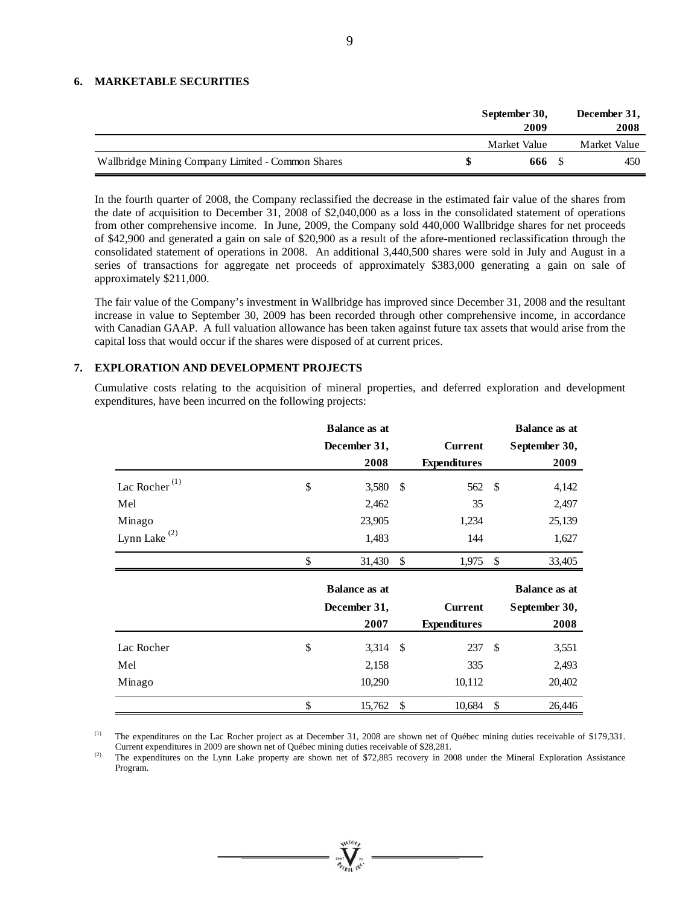## 6. MARKETABLE SECURITIES

| | September 30, 2009 | December 31, 2008 |
|---|---|---|
| | Market Value | Market Value |
| Wallbridge Mining Company Limited - Common Shares | **$ 666** | $ 450 |

In the fourth quarter of 2008, the Company reclassified the decrease in the estimated fair value of the shares from the date of acquisition to December 31, 2008 of $2,040,000 as a loss in the consolidated statement of operations from other comprehensive income. In June, 2009, the Company sold 440,000 Wallbridge shares for net proceeds of $42,900 and generated a gain on sale of $20,900 as a result of the afore-mentioned reclassification through the consolidated statement of operations in 2008. An additional 3,440,500 shares were sold in July and August in a series of transactions for aggregate net proceeds of approximately $383,000 generating a gain on sale of approximately $211,000.

The fair value of the Company's investment in Wallbridge has improved since December 31, 2008 and the resultant increase in value to September 30, 2009 has been recorded through other comprehensive income, in accordance with Canadian GAAP. A full valuation allowance has been taken against future tax assets that would arise from the capital loss that would occur if the shares were disposed of at current prices.

## 7. EXPLORATION AND DEVELOPMENT PROJECTS

Cumulative costs relating to the acquisition of mineral properties, and deferred exploration and development expenditures, have been incurred on the following projects:

| | Balance as at December 31, 2008 | Current Expenditures | Balance as at September 30, 2009 |
|---|---|---|---|
| Lac Rocher [(1)] | $ 3,580 | $ 562 | $ 4,142 |
| Mel | 2,462 | 35 | 2,497 |
| Minago | 23,905 | 1,234 | 25,139 |
| Lynn Lake [(2)] | 1,483 | 144 | 1,627 |
| | $ 31,430 | $ 1,975 | $ 33,405 |

| | Balance as at December 31, 2007 | Current Expenditures | Balance as at September 30, 2008 |
|---|---|---|---|
| Lac Rocher | $ 3,314 | $ 237 | $ 3,551 |
| Mel | 2,158 | 335 | 2,493 |
| Minago | 10,290 | 10,112 | 20,402 |
| | $ 15,762 | $ 10,684 | $ 26,446 |

(1) The expenditures on the Lac Rocher project as at December 31, 2008 are shown net of Québec mining duties receivable of $179,331. Current expenditures in 2009 are shown net of Québec mining duties receivable of $28,281.

(2) The expenditures on the Lynn Lake property are shown net of $72,885 recovery in 2008 under the Mineral Exploration Assistance Program.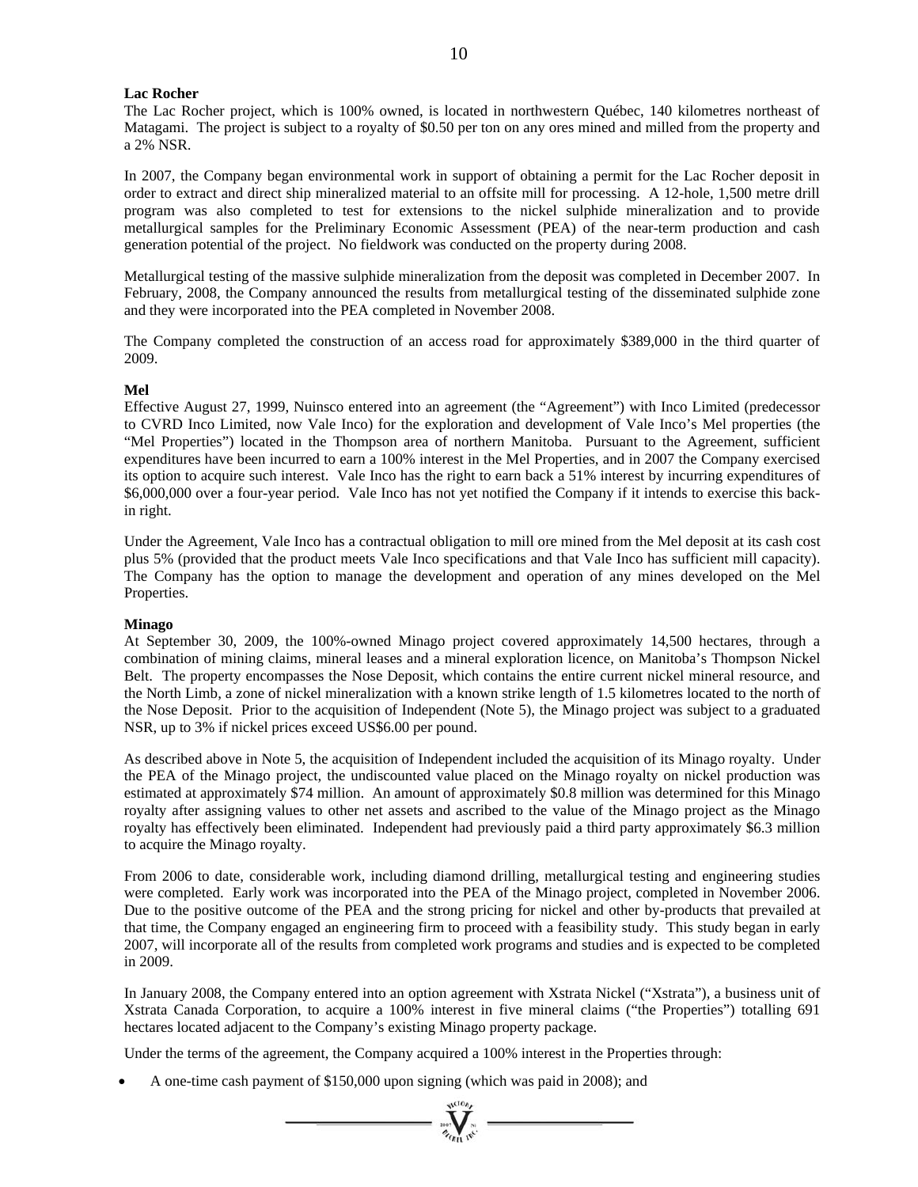**Lac Rocher**

The Lac Rocher project, which is 100% owned, is located in northwestern Québec, 140 kilometres northeast of Matagami. The project is subject to a royalty of $0.50 per ton on any ores mined and milled from the property and a 2% NSR.

In 2007, the Company began environmental work in support of obtaining a permit for the Lac Rocher deposit in order to extract and direct ship mineralized material to an offsite mill for processing. A 12-hole, 1,500 metre drill program was also completed to test for extensions to the nickel sulphide mineralization and to provide metallurgical samples for the Preliminary Economic Assessment (PEA) of the near-term production and cash generation potential of the project. No fieldwork was conducted on the property during 2008.

Metallurgical testing of the massive sulphide mineralization from the deposit was completed in December 2007. In February, 2008, the Company announced the results from metallurgical testing of the disseminated sulphide zone and they were incorporated into the PEA completed in November 2008.

The Company completed the construction of an access road for approximately $389,000 in the third quarter of 2009.

**Mel**

Effective August 27, 1999, Nuinsco entered into an agreement (the "Agreement") with Inco Limited (predecessor to CVRD Inco Limited, now Vale Inco) for the exploration and development of Vale Inco's Mel properties (the "Mel Properties") located in the Thompson area of northern Manitoba. Pursuant to the Agreement, sufficient expenditures have been incurred to earn a 100% interest in the Mel Properties, and in 2007 the Company exercised its option to acquire such interest. Vale Inco has the right to earn back a 51% interest by incurring expenditures of $6,000,000 over a four-year period. Vale Inco has not yet notified the Company if it intends to exercise this back-in right.

Under the Agreement, Vale Inco has a contractual obligation to mill ore mined from the Mel deposit at its cash cost plus 5% (provided that the product meets Vale Inco specifications and that Vale Inco has sufficient mill capacity). The Company has the option to manage the development and operation of any mines developed on the Mel Properties.

**Minago**

At September 30, 2009, the 100%-owned Minago project covered approximately 14,500 hectares, through a combination of mining claims, mineral leases and a mineral exploration licence, on Manitoba's Thompson Nickel Belt. The property encompasses the Nose Deposit, which contains the entire current nickel mineral resource, and the North Limb, a zone of nickel mineralization with a known strike length of 1.5 kilometres located to the north of the Nose Deposit. Prior to the acquisition of Independent (Note 5), the Minago project was subject to a graduated NSR, up to 3% if nickel prices exceed US$6.00 per pound.

As described above in Note 5, the acquisition of Independent included the acquisition of its Minago royalty. Under the PEA of the Minago project, the undiscounted value placed on the Minago royalty on nickel production was estimated at approximately $74 million. An amount of approximately $0.8 million was determined for this Minago royalty after assigning values to other net assets and ascribed to the value of the Minago project as the Minago royalty has effectively been eliminated. Independent had previously paid a third party approximately $6.3 million to acquire the Minago royalty.

From 2006 to date, considerable work, including diamond drilling, metallurgical testing and engineering studies were completed. Early work was incorporated into the PEA of the Minago project, completed in November 2006. Due to the positive outcome of the PEA and the strong pricing for nickel and other by-products that prevailed at that time, the Company engaged an engineering firm to proceed with a feasibility study. This study began in early 2007, will incorporate all of the results from completed work programs and studies and is expected to be completed in 2009.

In January 2008, the Company entered into an option agreement with Xstrata Nickel ("Xstrata"), a business unit of Xstrata Canada Corporation, to acquire a 100% interest in five mineral claims ("the Properties") totalling 691 hectares located adjacent to the Company's existing Minago property package.

Under the terms of the agreement, the Company acquired a 100% interest in the Properties through:

- A one-time cash payment of $150,000 upon signing (which was paid in 2008); and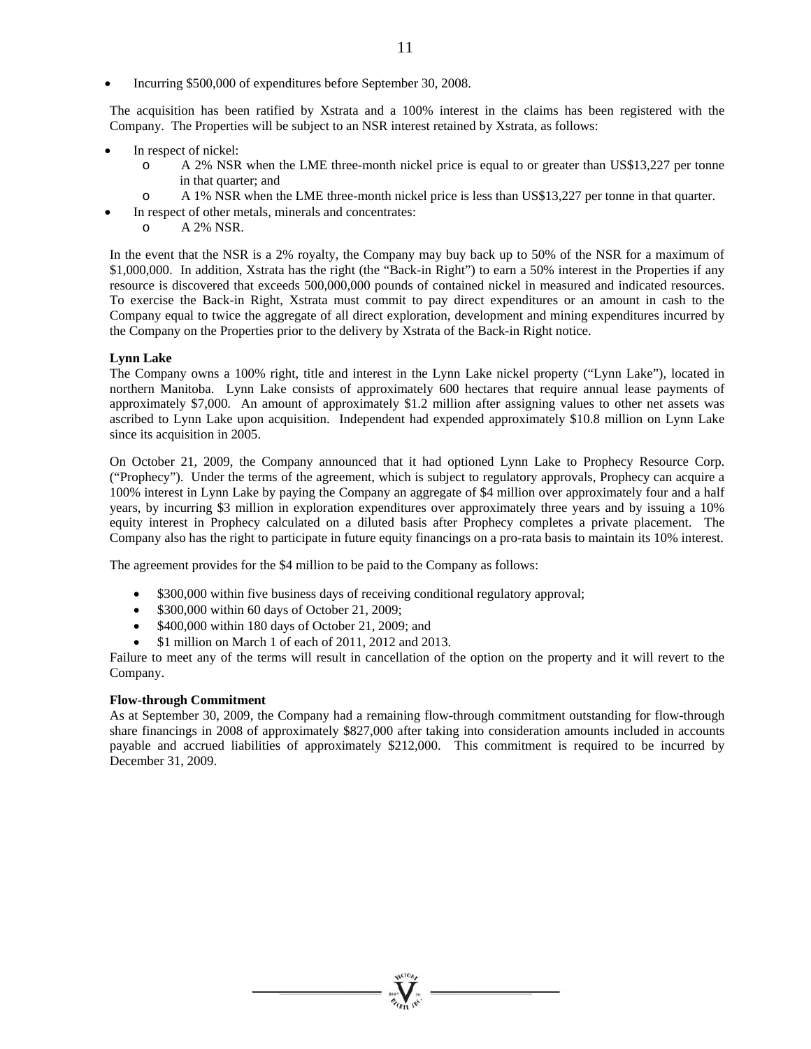- Incurring $500,000 of expenditures before September 30, 2008.

The acquisition has been ratified by Xstrata and a 100% interest in the claims has been registered with the Company. The Properties will be subject to an NSR interest retained by Xstrata, as follows:

- In respect of nickel:
  - A 2% NSR when the LME three-month nickel price is equal to or greater than US$13,227 per tonne in that quarter; and
  - A 1% NSR when the LME three-month nickel price is less than US$13,227 per tonne in that quarter.
- In respect of other metals, minerals and concentrates:
  - A 2% NSR.

In the event that the NSR is a 2% royalty, the Company may buy back up to 50% of the NSR for a maximum of $1,000,000. In addition, Xstrata has the right (the "Back-in Right") to earn a 50% interest in the Properties if any resource is discovered that exceeds 500,000,000 pounds of contained nickel in measured and indicated resources. To exercise the Back-in Right, Xstrata must commit to pay direct expenditures or an amount in cash to the Company equal to twice the aggregate of all direct exploration, development and mining expenditures incurred by the Company on the Properties prior to the delivery by Xstrata of the Back-in Right notice.

**Lynn Lake**

The Company owns a 100% right, title and interest in the Lynn Lake nickel property ("Lynn Lake"), located in northern Manitoba. Lynn Lake consists of approximately 600 hectares that require annual lease payments of approximately $7,000. An amount of approximately $1.2 million after assigning values to other net assets was ascribed to Lynn Lake upon acquisition. Independent had expended approximately $10.8 million on Lynn Lake since its acquisition in 2005.

On October 21, 2009, the Company announced that it had optioned Lynn Lake to Prophecy Resource Corp. ("Prophecy"). Under the terms of the agreement, which is subject to regulatory approvals, Prophecy can acquire a 100% interest in Lynn Lake by paying the Company an aggregate of $4 million over approximately four and a half years, by incurring $3 million in exploration expenditures over approximately three years and by issuing a 10% equity interest in Prophecy calculated on a diluted basis after Prophecy completes a private placement. The Company also has the right to participate in future equity financings on a pro-rata basis to maintain its 10% interest.

The agreement provides for the $4 million to be paid to the Company as follows:

- $300,000 within five business days of receiving conditional regulatory approval;
- $300,000 within 60 days of October 21, 2009;
- $400,000 within 180 days of October 21, 2009; and
- $1 million on March 1 of each of 2011, 2012 and 2013.

Failure to meet any of the terms will result in cancellation of the option on the property and it will revert to the Company.

**Flow-through Commitment**

As at September 30, 2009, the Company had a remaining flow-through commitment outstanding for flow-through share financings in 2008 of approximately $827,000 after taking into consideration amounts included in accounts payable and accrued liabilities of approximately $212,000. This commitment is required to be incurred by December 31, 2009.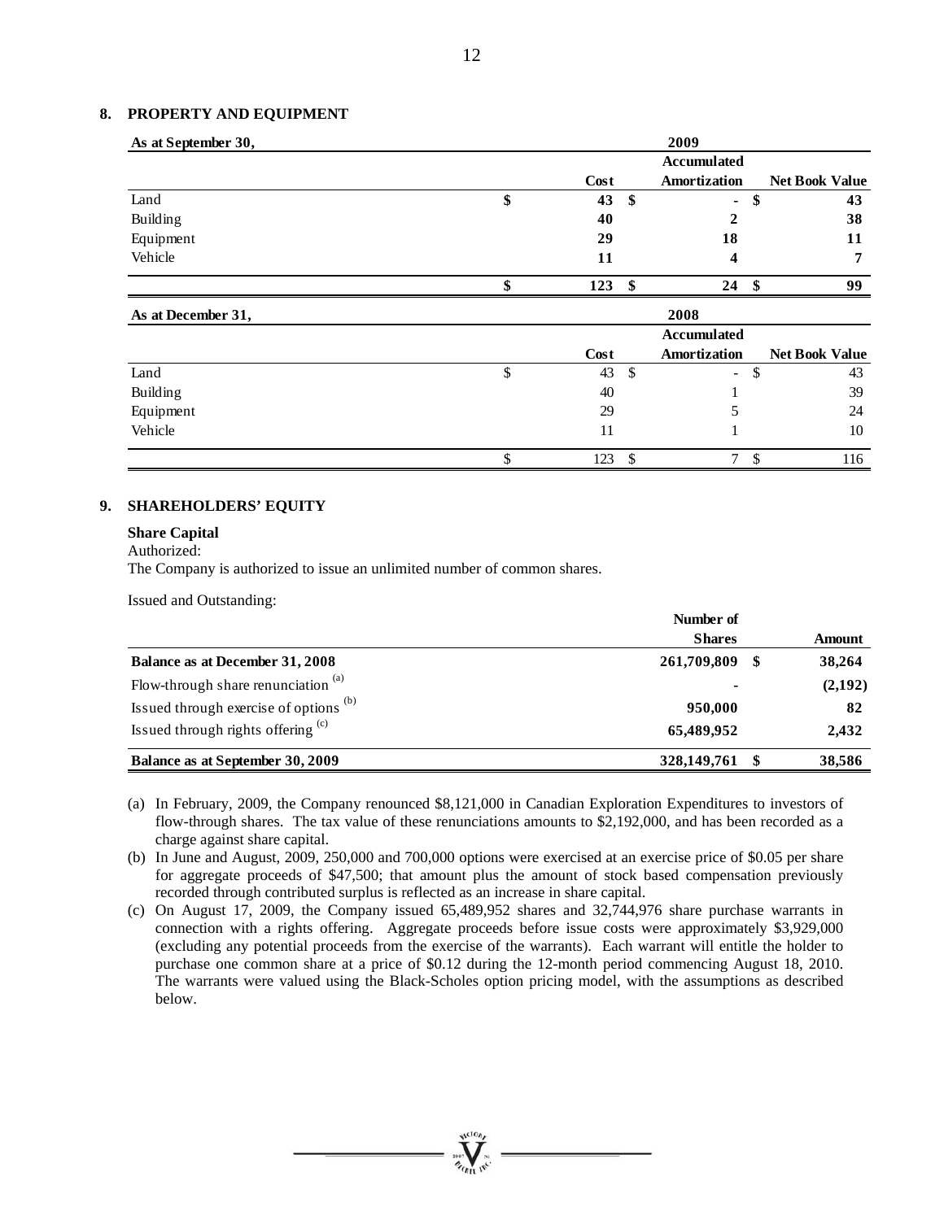## 8. PROPERTY AND EQUIPMENT

| As at September 30, | 2009 | | |
|---|---|---|---|
| | Cost | Accumulated Amortization | Net Book Value |
| Land | $ 43 | $ - | $ 43 |
| Building | 40 | 2 | 38 |
| Equipment | 29 | 18 | 11 |
| Vehicle | 11 | 4 | 7 |
| | **$ 123** | **$ 24** | **$ 99** |

| As at December 31, | 2008 | | |
|---|---|---|---|
| | Cost | Accumulated Amortization | Net Book Value |
| Land | $ 43 | $ - | $ 43 |
| Building | 40 | 1 | 39 |
| Equipment | 29 | 5 | 24 |
| Vehicle | 11 | 1 | 10 |
| | $ 123 | $ 7 | $ 116 |

## 9. SHAREHOLDERS' EQUITY

**Share Capital**

Authorized:

The Company is authorized to issue an unlimited number of common shares.

Issued and Outstanding:

| | Number of Shares | Amount |
|---|---|---|
| **Balance as at December 31, 2008** | **261,709,809** | **$ 38,264** |
| Flow-through share renunciation [(a)] | - | (2,192) |
| Issued through exercise of options [(b)] | 950,000 | 82 |
| Issued through rights offering [(c)] | 65,489,952 | 2,432 |
| **Balance as at September 30, 2009** | **328,149,761** | **$ 38,586** |

(a) In February, 2009, the Company renounced $8,121,000 in Canadian Exploration Expenditures to investors of flow-through shares. The tax value of these renunciations amounts to $2,192,000, and has been recorded as a charge against share capital.

(b) In June and August, 2009, 250,000 and 700,000 options were exercised at an exercise price of $0.05 per share for aggregate proceeds of $47,500; that amount plus the amount of stock based compensation previously recorded through contributed surplus is reflected as an increase in share capital.

(c) On August 17, 2009, the Company issued 65,489,952 shares and 32,744,976 share purchase warrants in connection with a rights offering. Aggregate proceeds before issue costs were approximately $3,929,000 (excluding any potential proceeds from the exercise of the warrants). Each warrant will entitle the holder to purchase one common share at a price of $0.12 during the 12-month period commencing August 18, 2010. The warrants were valued using the Black-Scholes option pricing model, with the assumptions as described below.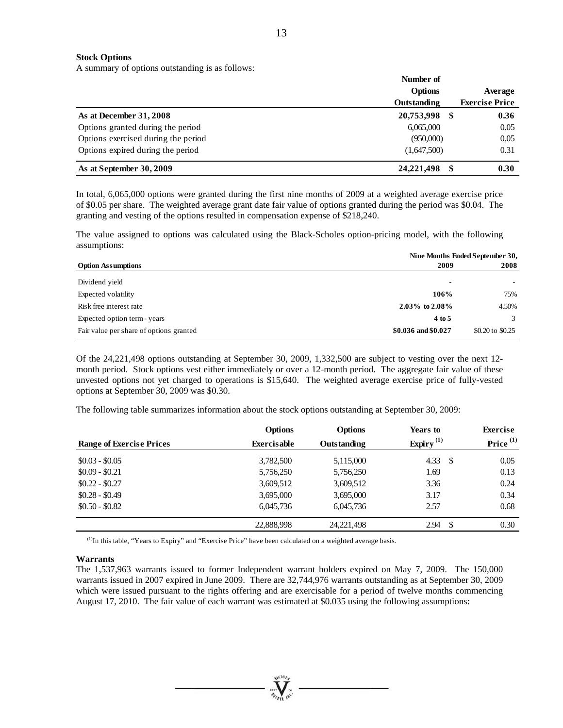**Stock Options**

A summary of options outstanding is as follows:

| | Number of Options Outstanding | Average Exercise Price |
|---|---|---|
| **As at December 31, 2008** | **20,753,998** | **$ 0.36** |
| Options granted during the period | 6,065,000 | 0.05 |
| Options exercised during the period | (950,000) | 0.05 |
| Options expired during the period | (1,647,500) | 0.31 |
| **As at September 30, 2009** | **24,221,498** | **$ 0.30** |

In total, 6,065,000 options were granted during the first nine months of 2009 at a weighted average exercise price of $0.05 per share. The weighted average grant date fair value of options granted during the period was $0.04. The granting and vesting of the options resulted in compensation expense of $218,240.

The value assigned to options was calculated using the Black-Scholes option-pricing model, with the following assumptions:

| | Nine Months Ended September 30, | |
|---|---|---|
| **Option Assumptions** | **2009** | **2008** |
| Dividend yield | - | - |
| Expected volatility | **106%** | 75% |
| Risk free interest rate | **2.03% to 2.08%** | 4.50% |
| Expected option term - years | **4 to 5** | 3 |
| Fair value per share of options granted | **$0.036 and $0.027** | $0.20 to $0.25 |

Of the 24,221,498 options outstanding at September 30, 2009, 1,332,500 are subject to vesting over the next 12-month period. Stock options vest either immediately or over a 12-month period. The aggregate fair value of these unvested options not yet charged to operations is $15,640. The weighted average exercise price of fully-vested options at September 30, 2009 was $0.30.

The following table summarizes information about the stock options outstanding at September 30, 2009:

| Range of Exercise Prices | Options Exercisable | Options Outstanding | Years to Expiry (1) | Exercise Price (1) |
|---|---|---|---|---|
| $0.03 - $0.05 | 3,782,500 | 5,115,000 | 4.33 | $ 0.05 |
| $0.09 - $0.21 | 5,756,250 | 5,756,250 | 1.69 | 0.13 |
| $0.22 - $0.27 | 3,609,512 | 3,609,512 | 3.36 | 0.24 |
| $0.28 - $0.49 | 3,695,000 | 3,695,000 | 3.17 | 0.34 |
| $0.50 - $0.82 | 6,045,736 | 6,045,736 | 2.57 | 0.68 |
| | 22,888,998 | 24,221,498 | 2.94 | $ 0.30 |

(1) In this table, "Years to Expiry" and "Exercise Price" have been calculated on a weighted average basis.

**Warrants**

The 1,537,963 warrants issued to former Independent warrant holders expired on May 7, 2009. The 150,000 warrants issued in 2007 expired in June 2009. There are 32,744,976 warrants outstanding as at September 30, 2009 which were issued pursuant to the rights offering and are exercisable for a period of twelve months commencing August 17, 2010. The fair value of each warrant was estimated at $0.035 using the following assumptions: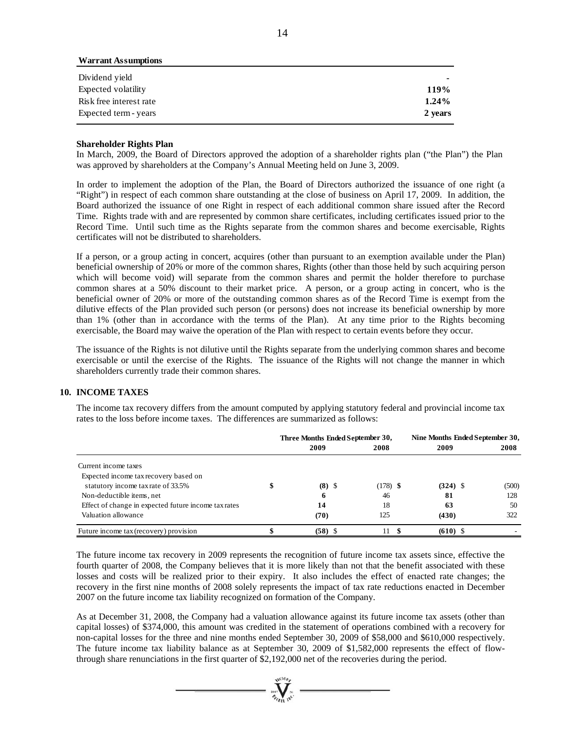**Warrant Assumptions**

| | |
|---|---|
| Dividend yield | **-** |
| Expected volatility | **119%** |
| Risk free interest rate | **1.24%** |
| Expected term - years | **2 years** |

**Shareholder Rights Plan**

In March, 2009, the Board of Directors approved the adoption of a shareholder rights plan ("the Plan") the Plan was approved by shareholders at the Company's Annual Meeting held on June 3, 2009.

In order to implement the adoption of the Plan, the Board of Directors authorized the issuance of one right (a "Right") in respect of each common share outstanding at the close of business on April 17, 2009. In addition, the Board authorized the issuance of one Right in respect of each additional common share issued after the Record Time. Rights trade with and are represented by common share certificates, including certificates issued prior to the Record Time. Until such time as the Rights separate from the common shares and become exercisable, Rights certificates will not be distributed to shareholders.

If a person, or a group acting in concert, acquires (other than pursuant to an exemption available under the Plan) beneficial ownership of 20% or more of the common shares, Rights (other than those held by such acquiring person which will become void) will separate from the common shares and permit the holder therefore to purchase common shares at a 50% discount to their market price. A person, or a group acting in concert, who is the beneficial owner of 20% or more of the outstanding common shares as of the Record Time is exempt from the dilutive effects of the Plan provided such person (or persons) does not increase its beneficial ownership by more than 1% (other than in accordance with the terms of the Plan). At any time prior to the Rights becoming exercisable, the Board may waive the operation of the Plan with respect to certain events before they occur.

The issuance of the Rights is not dilutive until the Rights separate from the underlying common shares and become exercisable or until the exercise of the Rights. The issuance of the Rights will not change the manner in which shareholders currently trade their common shares.

## 10. INCOME TAXES

The income tax recovery differs from the amount computed by applying statutory federal and provincial income tax rates to the loss before income taxes. The differences are summarized as follows:

| | Three Months Ended September 30, | | Nine Months Ended September 30, | |
|---|---|---|---|---|
| | **2009** | **2008** | **2009** | **2008** |
| Current income taxes | | | | |
| Expected income tax recovery based on statutory income tax rate of 33.5% | $ **(8)** | $ (178) | $ **(324)** | $ (500) |
| Non-deductible items, net | **6** | 46 | **81** | 128 |
| Effect of change in expected future income tax rates | **14** | 18 | **63** | 50 |
| Valuation allowance | **(70)** | 125 | **(430)** | 322 |
| Future income tax (recovery) provision | $ **(58)** | $ 11 | $ **(610)** | $ - |

The future income tax recovery in 2009 represents the recognition of future income tax assets since, effective the fourth quarter of 2008, the Company believes that it is more likely than not that the benefit associated with these losses and costs will be realized prior to their expiry. It also includes the effect of enacted rate changes; the recovery in the first nine months of 2008 solely represents the impact of tax rate reductions enacted in December 2007 on the future income tax liability recognized on formation of the Company.

As at December 31, 2008, the Company had a valuation allowance against its future income tax assets (other than capital losses) of $374,000, this amount was credited in the statement of operations combined with a recovery for non-capital losses for the three and nine months ended September 30, 2009 of $58,000 and $610,000 respectively. The future income tax liability balance as at September 30, 2009 of $1,582,000 represents the effect of flow-through share renunciations in the first quarter of $2,192,000 net of the recoveries during the period.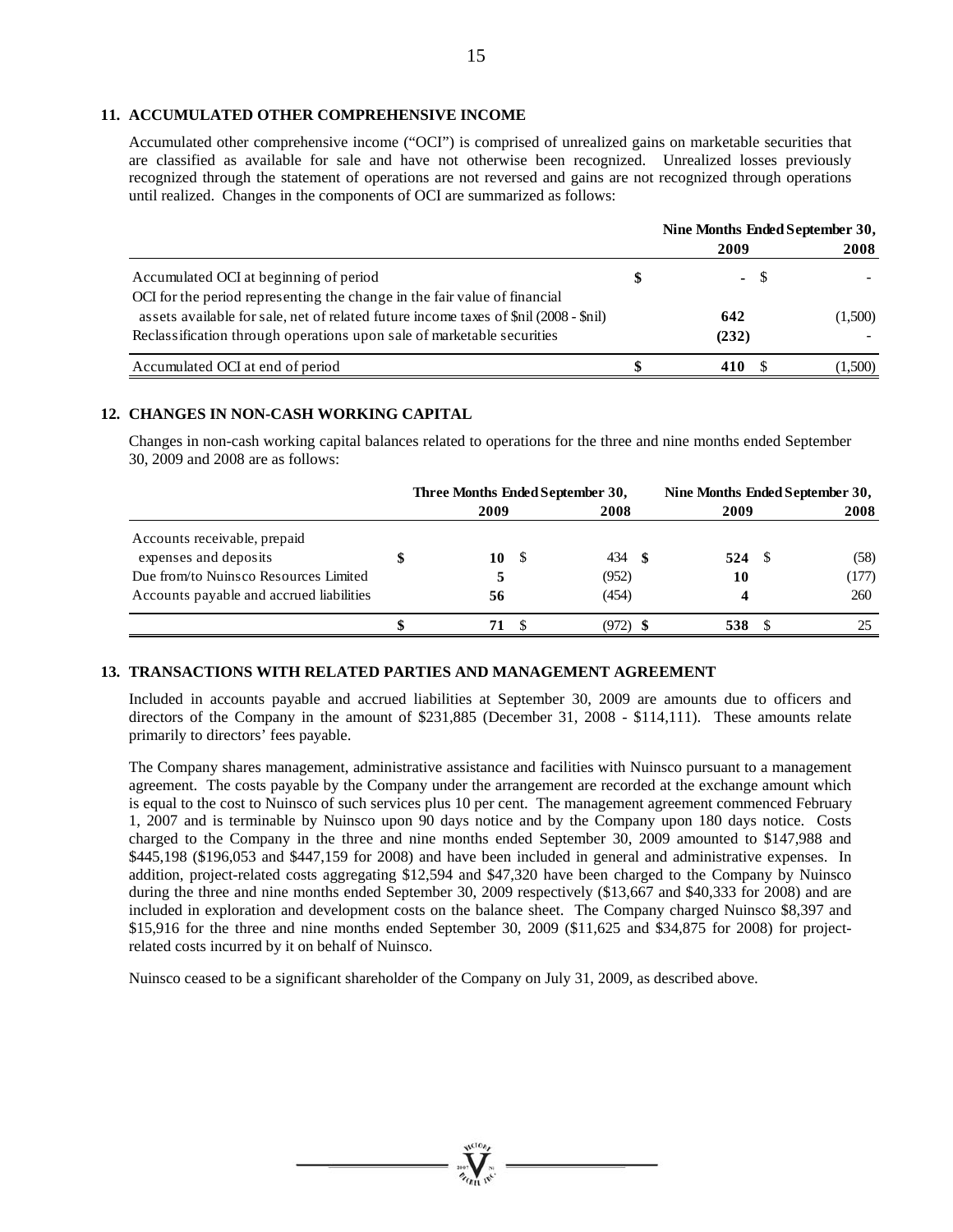## 11. ACCUMULATED OTHER COMPREHENSIVE INCOME

Accumulated other comprehensive income ("OCI") is comprised of unrealized gains on marketable securities that are classified as available for sale and have not otherwise been recognized. Unrealized losses previously recognized through the statement of operations are not reversed and gains are not recognized through operations until realized. Changes in the components of OCI are summarized as follows:

| | Nine Months Ended September 30, | |
|---|---|---|
| | **2009** | **2008** |
| Accumulated OCI at beginning of period | $ **-** | $ - |
| OCI for the period representing the change in the fair value of financial assets available for sale, net of related future income taxes of $nil (2008 - $nil) | **642** | (1,500) |
| Reclassification through operations upon sale of marketable securities | **(232)** | - |
| Accumulated OCI at end of period | $ **410** | $ (1,500) |

## 12. CHANGES IN NON-CASH WORKING CAPITAL

Changes in non-cash working capital balances related to operations for the three and nine months ended September 30, 2009 and 2008 are as follows:

| | Three Months Ended September 30, | | Nine Months Ended September 30, | |
|---|---|---|---|---|
| | **2009** | **2008** | **2009** | **2008** |
| Accounts receivable, prepaid expenses and deposits | $ **10** | $ 434 | $ **524** | $ (58) |
| Due from/to Nuinsco Resources Limited | **5** | (952) | **10** | (177) |
| Accounts payable and accrued liabilities | **56** | (454) | **4** | 260 |
| | $ **71** | $ (972) | $ **538** | $ 25 |

## 13. TRANSACTIONS WITH RELATED PARTIES AND MANAGEMENT AGREEMENT

Included in accounts payable and accrued liabilities at September 30, 2009 are amounts due to officers and directors of the Company in the amount of $231,885 (December 31, 2008 - $114,111). These amounts relate primarily to directors' fees payable.

The Company shares management, administrative assistance and facilities with Nuinsco pursuant to a management agreement. The costs payable by the Company under the arrangement are recorded at the exchange amount which is equal to the cost to Nuinsco of such services plus 10 per cent. The management agreement commenced February 1, 2007 and is terminable by Nuinsco upon 90 days notice and by the Company upon 180 days notice. Costs charged to the Company in the three and nine months ended September 30, 2009 amounted to $147,988 and $445,198 ($196,053 and $447,159 for 2008) and have been included in general and administrative expenses. In addition, project-related costs aggregating $12,594 and $47,320 have been charged to the Company by Nuinsco during the three and nine months ended September 30, 2009 respectively ($13,667 and $40,333 for 2008) and are included in exploration and development costs on the balance sheet. The Company charged Nuinsco $8,397 and $15,916 for the three and nine months ended September 30, 2009 ($11,625 and $34,875 for 2008) for project-related costs incurred by it on behalf of Nuinsco.

Nuinsco ceased to be a significant shareholder of the Company on July 31, 2009, as described above.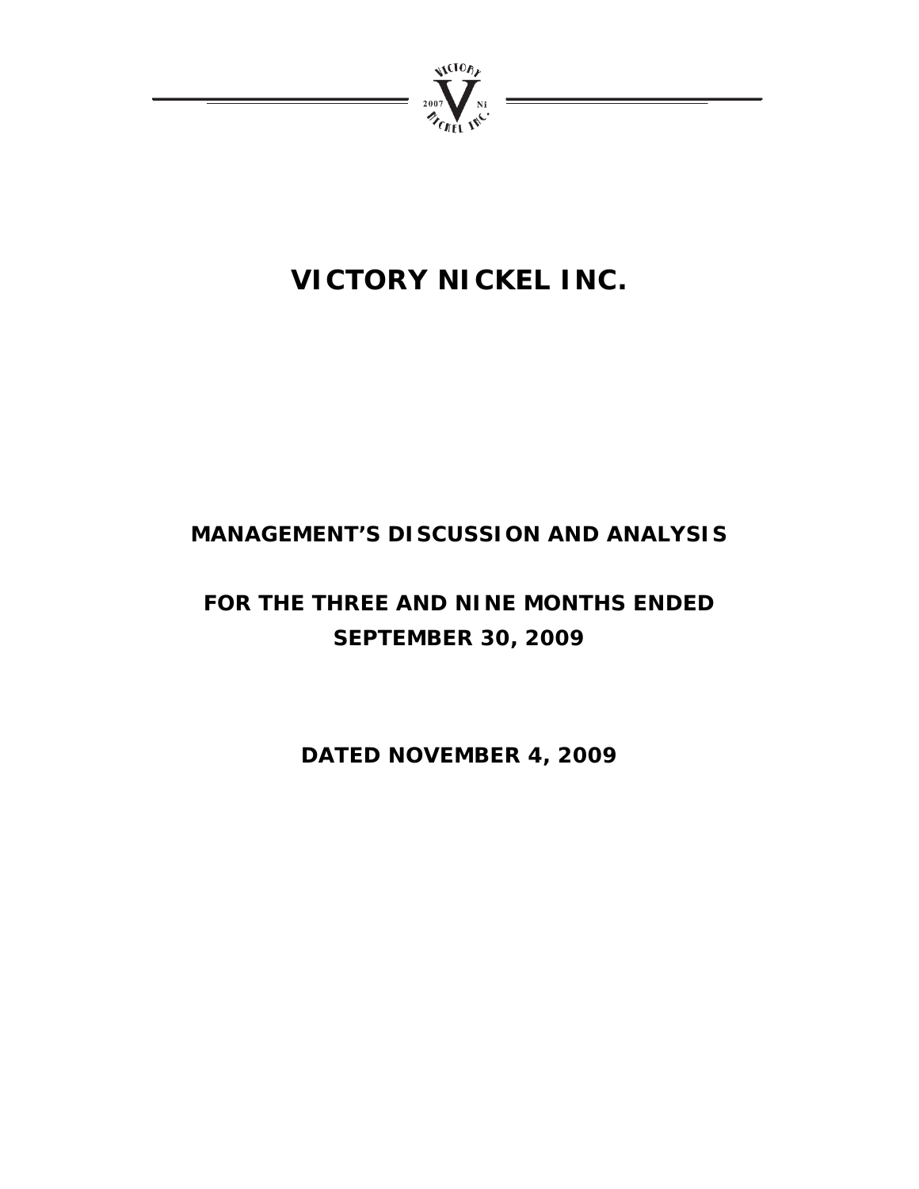# VICTORY NICKEL INC.

## MANAGEMENT'S DISCUSSION AND ANALYSIS

## FOR THE THREE AND NINE MONTHS ENDED SEPTEMBER 30, 2009

## DATED NOVEMBER 4, 2009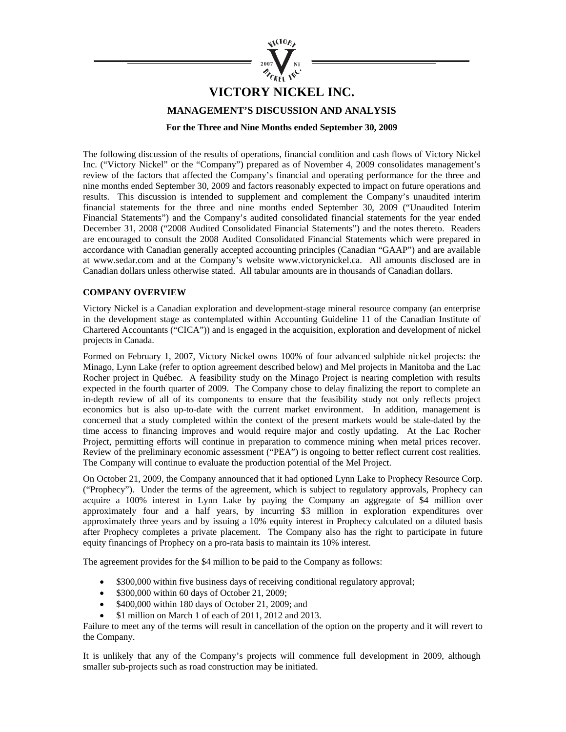# VICTORY NICKEL INC.

## MANAGEMENT'S DISCUSSION AND ANALYSIS

**For the Three and Nine Months ended September 30, 2009**

The following discussion of the results of operations, financial condition and cash flows of Victory Nickel Inc. ("Victory Nickel" or the "Company") prepared as of November 4, 2009 consolidates management's review of the factors that affected the Company's financial and operating performance for the three and nine months ended September 30, 2009 and factors reasonably expected to impact on future operations and results. This discussion is intended to supplement and complement the Company's unaudited interim financial statements for the three and nine months ended September 30, 2009 ("Unaudited Interim Financial Statements") and the Company's audited consolidated financial statements for the year ended December 31, 2008 ("2008 Audited Consolidated Financial Statements") and the notes thereto. Readers are encouraged to consult the 2008 Audited Consolidated Financial Statements which were prepared in accordance with Canadian generally accepted accounting principles (Canadian "GAAP") and are available at www.sedar.com and at the Company's website www.victorynickel.ca. All amounts disclosed are in Canadian dollars unless otherwise stated. All tabular amounts are in thousands of Canadian dollars.

### COMPANY OVERVIEW

Victory Nickel is a Canadian exploration and development-stage mineral resource company (an enterprise in the development stage as contemplated within Accounting Guideline 11 of the Canadian Institute of Chartered Accountants ("CICA")) and is engaged in the acquisition, exploration and development of nickel projects in Canada.

Formed on February 1, 2007, Victory Nickel owns 100% of four advanced sulphide nickel projects: the Minago, Lynn Lake (refer to option agreement described below) and Mel projects in Manitoba and the Lac Rocher project in Québec. A feasibility study on the Minago Project is nearing completion with results expected in the fourth quarter of 2009. The Company chose to delay finalizing the report to complete an in-depth review of all of its components to ensure that the feasibility study not only reflects project economics but is also up-to-date with the current market environment. In addition, management is concerned that a study completed within the context of the present markets would be stale-dated by the time access to financing improves and would require major and costly updating. At the Lac Rocher Project, permitting efforts will continue in preparation to commence mining when metal prices recover. Review of the preliminary economic assessment ("PEA") is ongoing to better reflect current cost realities. The Company will continue to evaluate the production potential of the Mel Project.

On October 21, 2009, the Company announced that it had optioned Lynn Lake to Prophecy Resource Corp. ("Prophecy"). Under the terms of the agreement, which is subject to regulatory approvals, Prophecy can acquire a 100% interest in Lynn Lake by paying the Company an aggregate of $4 million over approximately four and a half years, by incurring $3 million in exploration expenditures over approximately three years and by issuing a 10% equity interest in Prophecy calculated on a diluted basis after Prophecy completes a private placement. The Company also has the right to participate in future equity financings of Prophecy on a pro-rata basis to maintain its 10% interest.

The agreement provides for the $4 million to be paid to the Company as follows:

- $300,000 within five business days of receiving conditional regulatory approval;
- $300,000 within 60 days of October 21, 2009;
- $400,000 within 180 days of October 21, 2009; and
- $1 million on March 1 of each of 2011, 2012 and 2013.

Failure to meet any of the terms will result in cancellation of the option on the property and it will revert to the Company.

It is unlikely that any of the Company's projects will commence full development in 2009, although smaller sub-projects such as road construction may be initiated.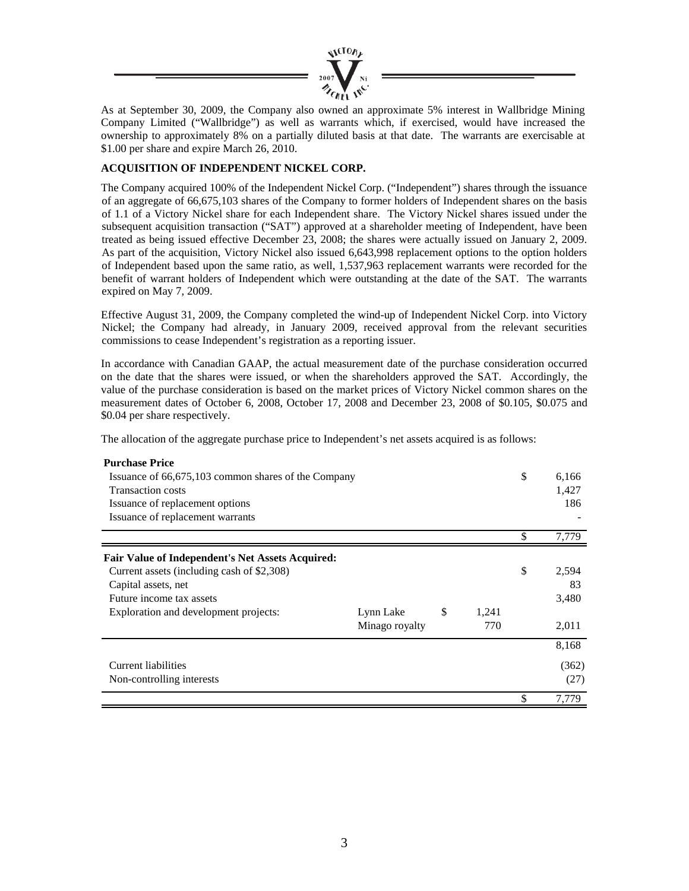As at September 30, 2009, the Company also owned an approximate 5% interest in Wallbridge Mining Company Limited ("Wallbridge") as well as warrants which, if exercised, would have increased the ownership to approximately 8% on a partially diluted basis at that date. The warrants are exercisable at $1.00 per share and expire March 26, 2010.

**ACQUISITION OF INDEPENDENT NICKEL CORP.**

The Company acquired 100% of the Independent Nickel Corp. ("Independent") shares through the issuance of an aggregate of 66,675,103 shares of the Company to former holders of Independent shares on the basis of 1.1 of a Victory Nickel share for each Independent share. The Victory Nickel shares issued under the subsequent acquisition transaction ("SAT") approved at a shareholder meeting of Independent, have been treated as being issued effective December 23, 2008; the shares were actually issued on January 2, 2009. As part of the acquisition, Victory Nickel also issued 6,643,998 replacement options to the option holders of Independent based upon the same ratio, as well, 1,537,963 replacement warrants were recorded for the benefit of warrant holders of Independent which were outstanding at the date of the SAT. The warrants expired on May 7, 2009.

Effective August 31, 2009, the Company completed the wind-up of Independent Nickel Corp. into Victory Nickel; the Company had already, in January 2009, received approval from the relevant securities commissions to cease Independent's registration as a reporting issuer.

In accordance with Canadian GAAP, the actual measurement date of the purchase consideration occurred on the date that the shares were issued, or when the shareholders approved the SAT. Accordingly, the value of the purchase consideration is based on the market prices of Victory Nickel common shares on the measurement dates of October 6, 2008, October 17, 2008 and December 23, 2008 of $0.105, $0.075 and $0.04 per share respectively.

The allocation of the aggregate purchase price to Independent's net assets acquired is as follows:

| | | | |
|---|---|---|---|
| **Purchase Price** | | | |
| Issuance of 66,675,103 common shares of the Company | | | $ 6,166 |
| Transaction costs | | | 1,427 |
| Issuance of replacement options | | | 186 |
| Issuance of replacement warrants | | | - |
| | | | $ 7,779 |
| **Fair Value of Independent's Net Assets Acquired:** | | | |
| Current assets (including cash of $2,308) | | | $ 2,594 |
| Capital assets, net | | | 83 |
| Future income tax assets | | | 3,480 |
| Exploration and development projects: | Lynn Lake | $ 1,241 | |
| | Minago royalty | 770 | 2,011 |
| | | | 8,168 |
| Current liabilities | | | (362) |
| Non-controlling interests | | | (27) |
| | | | $ 7,779 |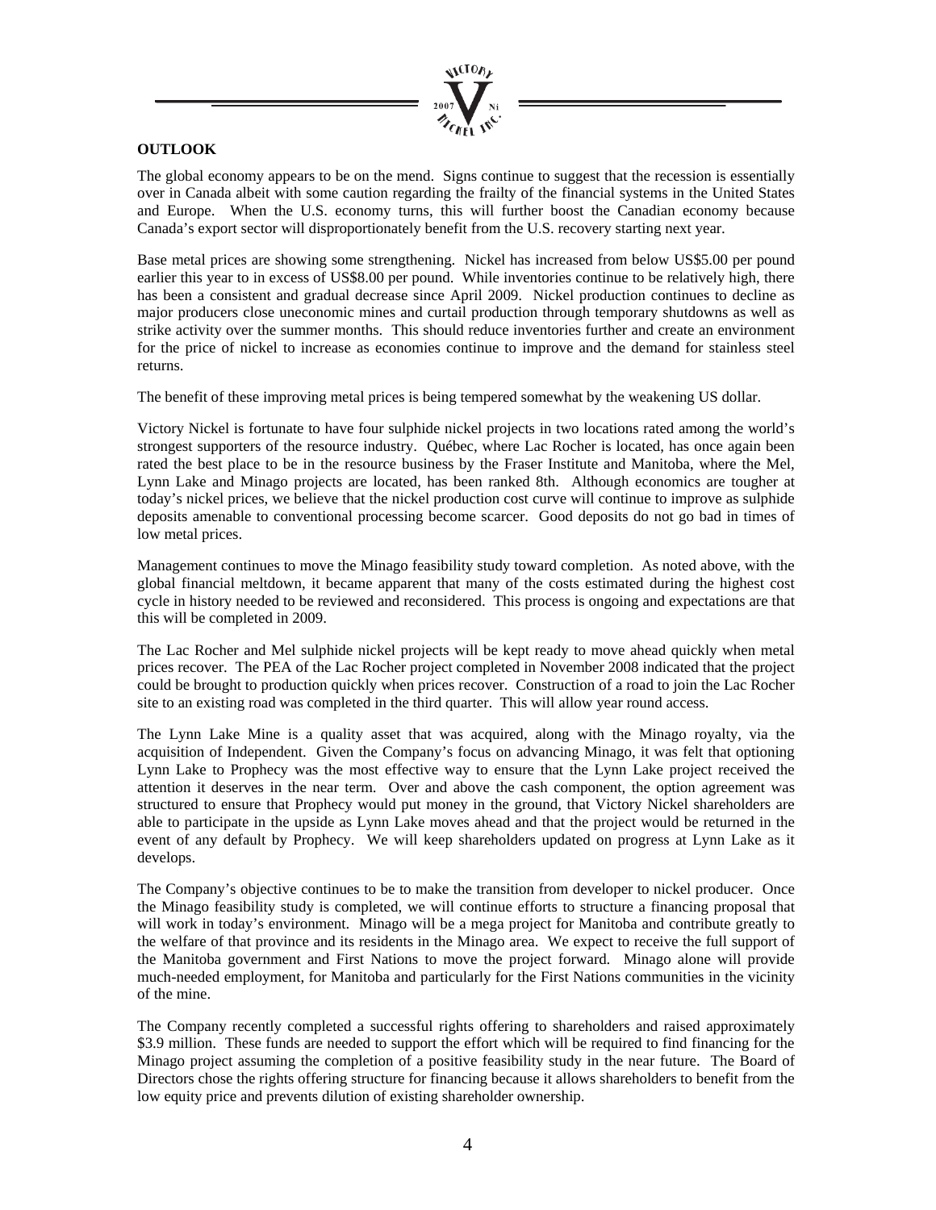## OUTLOOK

The global economy appears to be on the mend. Signs continue to suggest that the recession is essentially over in Canada albeit with some caution regarding the frailty of the financial systems in the United States and Europe. When the U.S. economy turns, this will further boost the Canadian economy because Canada's export sector will disproportionately benefit from the U.S. recovery starting next year.

Base metal prices are showing some strengthening. Nickel has increased from below US$5.00 per pound earlier this year to in excess of US$8.00 per pound. While inventories continue to be relatively high, there has been a consistent and gradual decrease since April 2009. Nickel production continues to decline as major producers close uneconomic mines and curtail production through temporary shutdowns as well as strike activity over the summer months. This should reduce inventories further and create an environment for the price of nickel to increase as economies continue to improve and the demand for stainless steel returns.

The benefit of these improving metal prices is being tempered somewhat by the weakening US dollar.

Victory Nickel is fortunate to have four sulphide nickel projects in two locations rated among the world's strongest supporters of the resource industry. Québec, where Lac Rocher is located, has once again been rated the best place to be in the resource business by the Fraser Institute and Manitoba, where the Mel, Lynn Lake and Minago projects are located, has been ranked 8th. Although economics are tougher at today's nickel prices, we believe that the nickel production cost curve will continue to improve as sulphide deposits amenable to conventional processing become scarcer. Good deposits do not go bad in times of low metal prices.

Management continues to move the Minago feasibility study toward completion. As noted above, with the global financial meltdown, it became apparent that many of the costs estimated during the highest cost cycle in history needed to be reviewed and reconsidered. This process is ongoing and expectations are that this will be completed in 2009.

The Lac Rocher and Mel sulphide nickel projects will be kept ready to move ahead quickly when metal prices recover. The PEA of the Lac Rocher project completed in November 2008 indicated that the project could be brought to production quickly when prices recover. Construction of a road to join the Lac Rocher site to an existing road was completed in the third quarter. This will allow year round access.

The Lynn Lake Mine is a quality asset that was acquired, along with the Minago royalty, via the acquisition of Independent. Given the Company's focus on advancing Minago, it was felt that optioning Lynn Lake to Prophecy was the most effective way to ensure that the Lynn Lake project received the attention it deserves in the near term. Over and above the cash component, the option agreement was structured to ensure that Prophecy would put money in the ground, that Victory Nickel shareholders are able to participate in the upside as Lynn Lake moves ahead and that the project would be returned in the event of any default by Prophecy. We will keep shareholders updated on progress at Lynn Lake as it develops.

The Company's objective continues to be to make the transition from developer to nickel producer. Once the Minago feasibility study is completed, we will continue efforts to structure a financing proposal that will work in today's environment. Minago will be a mega project for Manitoba and contribute greatly to the welfare of that province and its residents in the Minago area. We expect to receive the full support of the Manitoba government and First Nations to move the project forward. Minago alone will provide much-needed employment, for Manitoba and particularly for the First Nations communities in the vicinity of the mine.

The Company recently completed a successful rights offering to shareholders and raised approximately $3.9 million. These funds are needed to support the effort which will be required to find financing for the Minago project assuming the completion of a positive feasibility study in the near future. The Board of Directors chose the rights offering structure for financing because it allows shareholders to benefit from the low equity price and prevents dilution of existing shareholder ownership.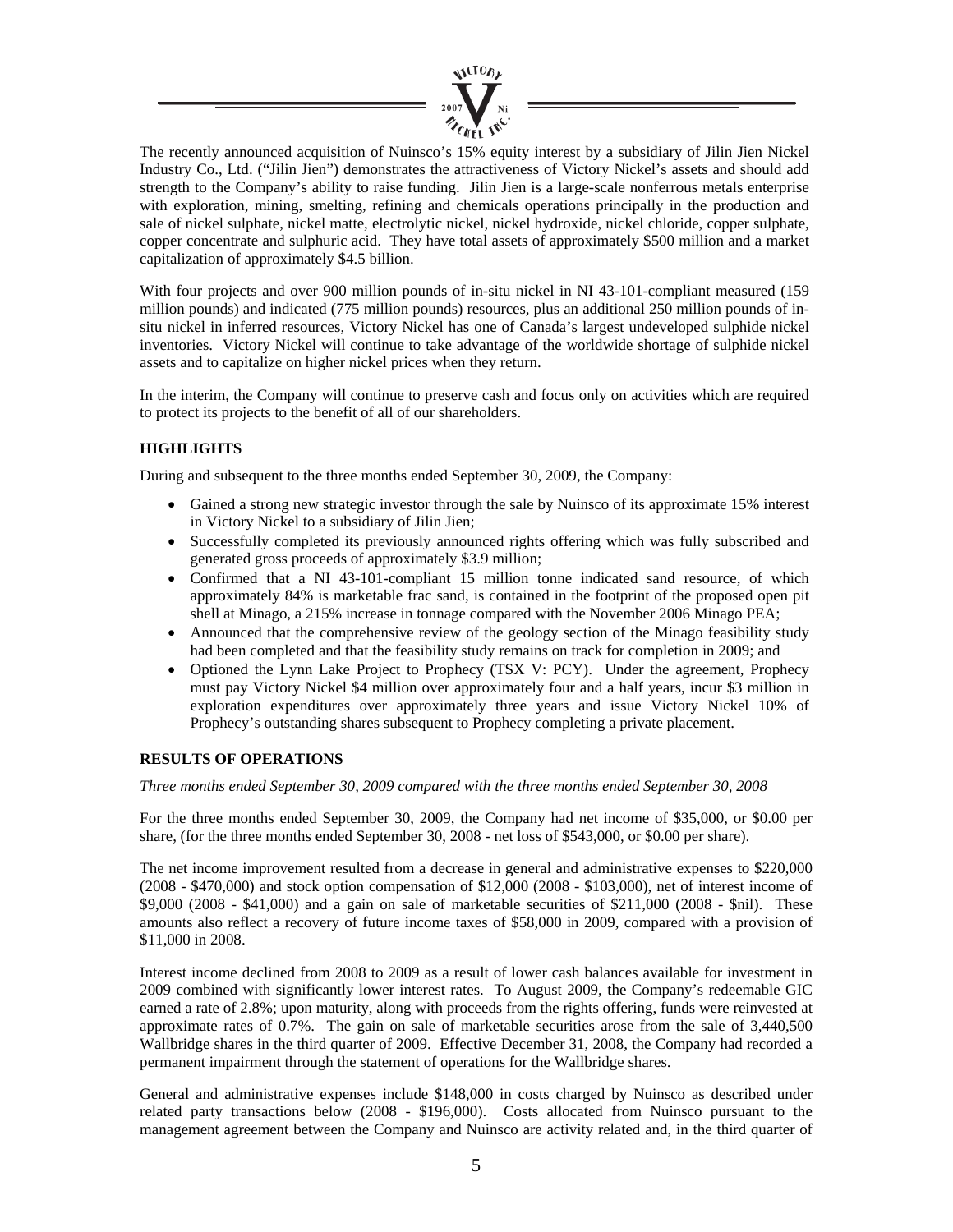The recently announced acquisition of Nuinsco's 15% equity interest by a subsidiary of Jilin Jien Nickel Industry Co., Ltd. ("Jilin Jien") demonstrates the attractiveness of Victory Nickel's assets and should add strength to the Company's ability to raise funding. Jilin Jien is a large-scale nonferrous metals enterprise with exploration, mining, smelting, refining and chemicals operations principally in the production and sale of nickel sulphate, nickel matte, electrolytic nickel, nickel hydroxide, nickel chloride, copper sulphate, copper concentrate and sulphuric acid. They have total assets of approximately $500 million and a market capitalization of approximately $4.5 billion.

With four projects and over 900 million pounds of in-situ nickel in NI 43-101-compliant measured (159 million pounds) and indicated (775 million pounds) resources, plus an additional 250 million pounds of in-situ nickel in inferred resources, Victory Nickel has one of Canada's largest undeveloped sulphide nickel inventories. Victory Nickel will continue to take advantage of the worldwide shortage of sulphide nickel assets and to capitalize on higher nickel prices when they return.

In the interim, the Company will continue to preserve cash and focus only on activities which are required to protect its projects to the benefit of all of our shareholders.

## HIGHLIGHTS

During and subsequent to the three months ended September 30, 2009, the Company:

- Gained a strong new strategic investor through the sale by Nuinsco of its approximate 15% interest in Victory Nickel to a subsidiary of Jilin Jien;
- Successfully completed its previously announced rights offering which was fully subscribed and generated gross proceeds of approximately $3.9 million;
- Confirmed that a NI 43-101-compliant 15 million tonne indicated sand resource, of which approximately 84% is marketable frac sand, is contained in the footprint of the proposed open pit shell at Minago, a 215% increase in tonnage compared with the November 2006 Minago PEA;
- Announced that the comprehensive review of the geology section of the Minago feasibility study had been completed and that the feasibility study remains on track for completion in 2009; and
- Optioned the Lynn Lake Project to Prophecy (TSX V: PCY). Under the agreement, Prophecy must pay Victory Nickel $4 million over approximately four and a half years, incur $3 million in exploration expenditures over approximately three years and issue Victory Nickel 10% of Prophecy's outstanding shares subsequent to Prophecy completing a private placement.

## RESULTS OF OPERATIONS

*Three months ended September 30, 2009 compared with the three months ended September 30, 2008*

For the three months ended September 30, 2009, the Company had net income of $35,000, or $0.00 per share, (for the three months ended September 30, 2008 - net loss of $543,000, or $0.00 per share).

The net income improvement resulted from a decrease in general and administrative expenses to $220,000 (2008 - $470,000) and stock option compensation of $12,000 (2008 - $103,000), net of interest income of $9,000 (2008 - $41,000) and a gain on sale of marketable securities of $211,000 (2008 - $nil). These amounts also reflect a recovery of future income taxes of $58,000 in 2009, compared with a provision of $11,000 in 2008.

Interest income declined from 2008 to 2009 as a result of lower cash balances available for investment in 2009 combined with significantly lower interest rates. To August 2009, the Company's redeemable GIC earned a rate of 2.8%; upon maturity, along with proceeds from the rights offering, funds were reinvested at approximate rates of 0.7%. The gain on sale of marketable securities arose from the sale of 3,440,500 Wallbridge shares in the third quarter of 2009. Effective December 31, 2008, the Company had recorded a permanent impairment through the statement of operations for the Wallbridge shares.

General and administrative expenses include $148,000 in costs charged by Nuinsco as described under related party transactions below (2008 - $196,000). Costs allocated from Nuinsco pursuant to the management agreement between the Company and Nuinsco are activity related and, in the third quarter of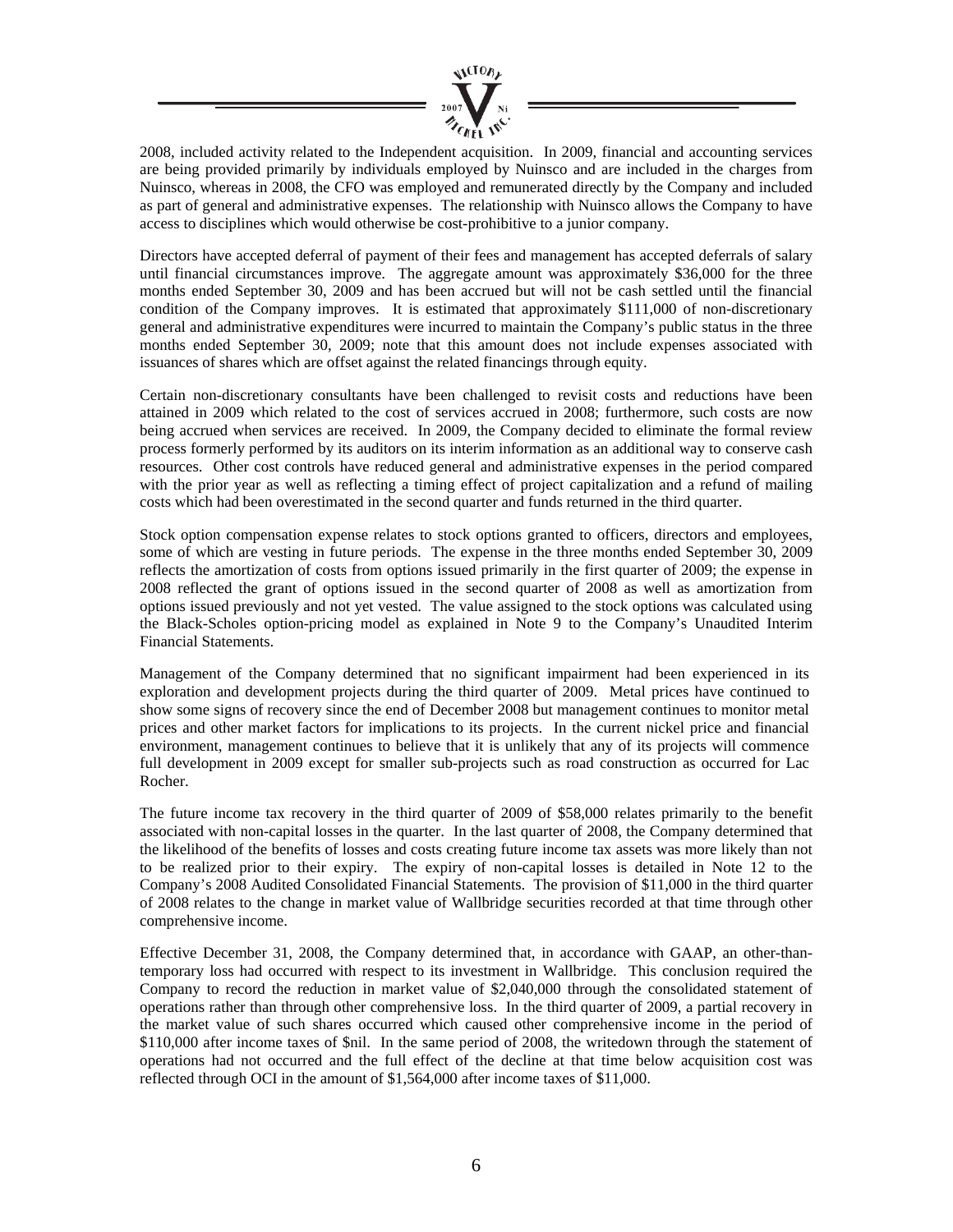2008, included activity related to the Independent acquisition. In 2009, financial and accounting services are being provided primarily by individuals employed by Nuinsco and are included in the charges from Nuinsco, whereas in 2008, the CFO was employed and remunerated directly by the Company and included as part of general and administrative expenses. The relationship with Nuinsco allows the Company to have access to disciplines which would otherwise be cost-prohibitive to a junior company.

Directors have accepted deferral of payment of their fees and management has accepted deferrals of salary until financial circumstances improve. The aggregate amount was approximately $36,000 for the three months ended September 30, 2009 and has been accrued but will not be cash settled until the financial condition of the Company improves. It is estimated that approximately $111,000 of non-discretionary general and administrative expenditures were incurred to maintain the Company's public status in the three months ended September 30, 2009; note that this amount does not include expenses associated with issuances of shares which are offset against the related financings through equity.

Certain non-discretionary consultants have been challenged to revisit costs and reductions have been attained in 2009 which related to the cost of services accrued in 2008; furthermore, such costs are now being accrued when services are received. In 2009, the Company decided to eliminate the formal review process formerly performed by its auditors on its interim information as an additional way to conserve cash resources. Other cost controls have reduced general and administrative expenses in the period compared with the prior year as well as reflecting a timing effect of project capitalization and a refund of mailing costs which had been overestimated in the second quarter and funds returned in the third quarter.

Stock option compensation expense relates to stock options granted to officers, directors and employees, some of which are vesting in future periods. The expense in the three months ended September 30, 2009 reflects the amortization of costs from options issued primarily in the first quarter of 2009; the expense in 2008 reflected the grant of options issued in the second quarter of 2008 as well as amortization from options issued previously and not yet vested. The value assigned to the stock options was calculated using the Black-Scholes option-pricing model as explained in Note 9 to the Company's Unaudited Interim Financial Statements.

Management of the Company determined that no significant impairment had been experienced in its exploration and development projects during the third quarter of 2009. Metal prices have continued to show some signs of recovery since the end of December 2008 but management continues to monitor metal prices and other market factors for implications to its projects. In the current nickel price and financial environment, management continues to believe that it is unlikely that any of its projects will commence full development in 2009 except for smaller sub-projects such as road construction as occurred for Lac Rocher.

The future income tax recovery in the third quarter of 2009 of $58,000 relates primarily to the benefit associated with non-capital losses in the quarter. In the last quarter of 2008, the Company determined that the likelihood of the benefits of losses and costs creating future income tax assets was more likely than not to be realized prior to their expiry. The expiry of non-capital losses is detailed in Note 12 to the Company's 2008 Audited Consolidated Financial Statements. The provision of $11,000 in the third quarter of 2008 relates to the change in market value of Wallbridge securities recorded at that time through other comprehensive income.

Effective December 31, 2008, the Company determined that, in accordance with GAAP, an other-than-temporary loss had occurred with respect to its investment in Wallbridge. This conclusion required the Company to record the reduction in market value of $2,040,000 through the consolidated statement of operations rather than through other comprehensive loss. In the third quarter of 2009, a partial recovery in the market value of such shares occurred which caused other comprehensive income in the period of $110,000 after income taxes of $nil. In the same period of 2008, the writedown through the statement of operations had not occurred and the full effect of the decline at that time below acquisition cost was reflected through OCI in the amount of $1,564,000 after income taxes of $11,000.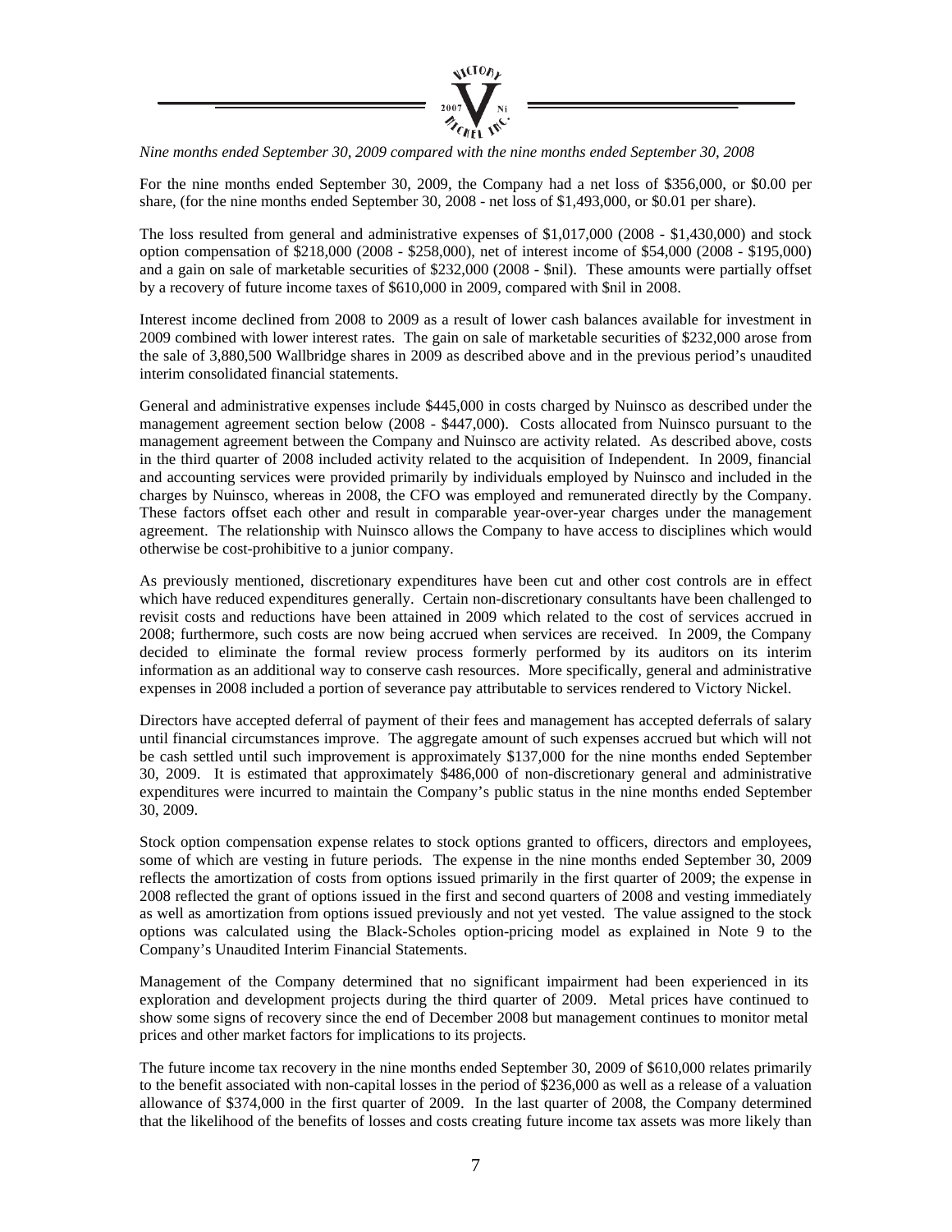*Nine months ended September 30, 2009 compared with the nine months ended September 30, 2008*

For the nine months ended September 30, 2009, the Company had a net loss of $356,000, or $0.00 per share, (for the nine months ended September 30, 2008 - net loss of $1,493,000, or $0.01 per share).

The loss resulted from general and administrative expenses of $1,017,000 (2008 - $1,430,000) and stock option compensation of $218,000 (2008 - $258,000), net of interest income of $54,000 (2008 - $195,000) and a gain on sale of marketable securities of $232,000 (2008 - $nil). These amounts were partially offset by a recovery of future income taxes of $610,000 in 2009, compared with $nil in 2008.

Interest income declined from 2008 to 2009 as a result of lower cash balances available for investment in 2009 combined with lower interest rates. The gain on sale of marketable securities of $232,000 arose from the sale of 3,880,500 Wallbridge shares in 2009 as described above and in the previous period's unaudited interim consolidated financial statements.

General and administrative expenses include $445,000 in costs charged by Nuinsco as described under the management agreement section below (2008 - $447,000). Costs allocated from Nuinsco pursuant to the management agreement between the Company and Nuinsco are activity related. As described above, costs in the third quarter of 2008 included activity related to the acquisition of Independent. In 2009, financial and accounting services were provided primarily by individuals employed by Nuinsco and included in the charges by Nuinsco, whereas in 2008, the CFO was employed and remunerated directly by the Company. These factors offset each other and result in comparable year-over-year charges under the management agreement. The relationship with Nuinsco allows the Company to have access to disciplines which would otherwise be cost-prohibitive to a junior company.

As previously mentioned, discretionary expenditures have been cut and other cost controls are in effect which have reduced expenditures generally. Certain non-discretionary consultants have been challenged to revisit costs and reductions have been attained in 2009 which related to the cost of services accrued in 2008; furthermore, such costs are now being accrued when services are received. In 2009, the Company decided to eliminate the formal review process formerly performed by its auditors on its interim information as an additional way to conserve cash resources. More specifically, general and administrative expenses in 2008 included a portion of severance pay attributable to services rendered to Victory Nickel.

Directors have accepted deferral of payment of their fees and management has accepted deferrals of salary until financial circumstances improve. The aggregate amount of such expenses accrued but which will not be cash settled until such improvement is approximately $137,000 for the nine months ended September 30, 2009. It is estimated that approximately $486,000 of non-discretionary general and administrative expenditures were incurred to maintain the Company's public status in the nine months ended September 30, 2009.

Stock option compensation expense relates to stock options granted to officers, directors and employees, some of which are vesting in future periods. The expense in the nine months ended September 30, 2009 reflects the amortization of costs from options issued primarily in the first quarter of 2009; the expense in 2008 reflected the grant of options issued in the first and second quarters of 2008 and vesting immediately as well as amortization from options issued previously and not yet vested. The value assigned to the stock options was calculated using the Black-Scholes option-pricing model as explained in Note 9 to the Company's Unaudited Interim Financial Statements.

Management of the Company determined that no significant impairment had been experienced in its exploration and development projects during the third quarter of 2009. Metal prices have continued to show some signs of recovery since the end of December 2008 but management continues to monitor metal prices and other market factors for implications to its projects.

The future income tax recovery in the nine months ended September 30, 2009 of $610,000 relates primarily to the benefit associated with non-capital losses in the period of $236,000 as well as a release of a valuation allowance of $374,000 in the first quarter of 2009. In the last quarter of 2008, the Company determined that the likelihood of the benefits of losses and costs creating future income tax assets was more likely than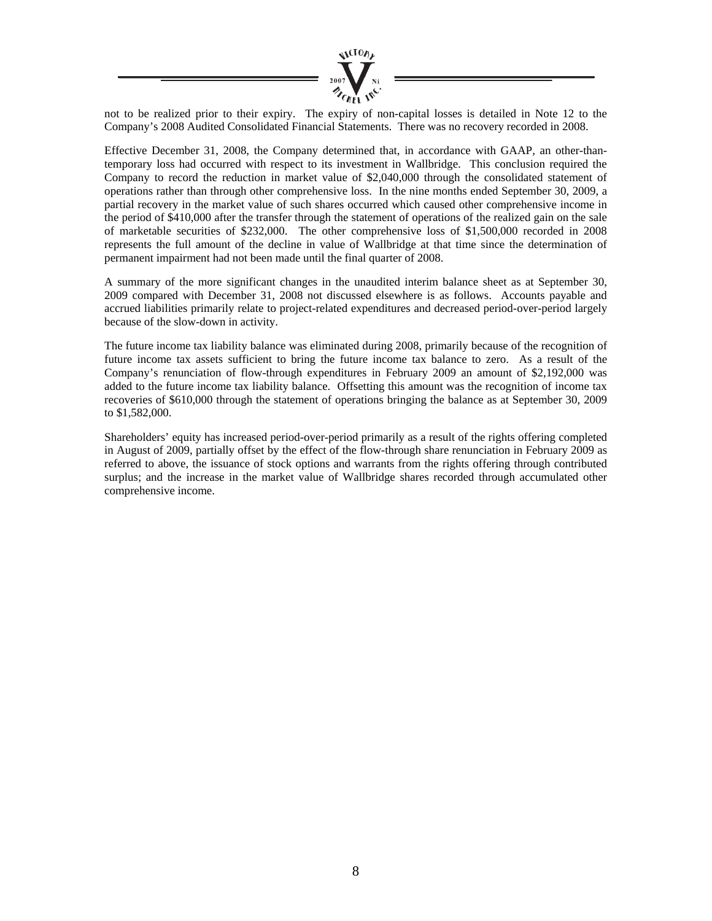not to be realized prior to their expiry. The expiry of non-capital losses is detailed in Note 12 to the Company's 2008 Audited Consolidated Financial Statements. There was no recovery recorded in 2008.

Effective December 31, 2008, the Company determined that, in accordance with GAAP, an other-than-temporary loss had occurred with respect to its investment in Wallbridge. This conclusion required the Company to record the reduction in market value of $2,040,000 through the consolidated statement of operations rather than through other comprehensive loss. In the nine months ended September 30, 2009, a partial recovery in the market value of such shares occurred which caused other comprehensive income in the period of $410,000 after the transfer through the statement of operations of the realized gain on the sale of marketable securities of $232,000. The other comprehensive loss of $1,500,000 recorded in 2008 represents the full amount of the decline in value of Wallbridge at that time since the determination of permanent impairment had not been made until the final quarter of 2008.

A summary of the more significant changes in the unaudited interim balance sheet as at September 30, 2009 compared with December 31, 2008 not discussed elsewhere is as follows. Accounts payable and accrued liabilities primarily relate to project-related expenditures and decreased period-over-period largely because of the slow-down in activity.

The future income tax liability balance was eliminated during 2008, primarily because of the recognition of future income tax assets sufficient to bring the future income tax balance to zero. As a result of the Company's renunciation of flow-through expenditures in February 2009 an amount of $2,192,000 was added to the future income tax liability balance. Offsetting this amount was the recognition of income tax recoveries of $610,000 through the statement of operations bringing the balance as at September 30, 2009 to $1,582,000.

Shareholders' equity has increased period-over-period primarily as a result of the rights offering completed in August of 2009, partially offset by the effect of the flow-through share renunciation in February 2009 as referred to above, the issuance of stock options and warrants from the rights offering through contributed surplus; and the increase in the market value of Wallbridge shares recorded through accumulated other comprehensive income.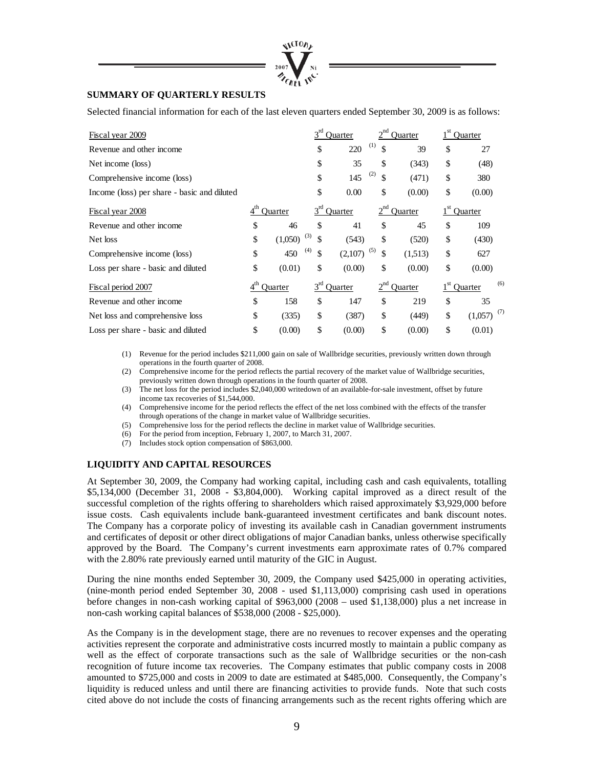## SUMMARY OF QUARTERLY RESULTS

Selected financial information for each of the last eleven quarters ended September 30, 2009 is as follows:

| Fiscal year 2009 | | 3rd Quarter | 2nd Quarter | 1st Quarter |
|---|---|---|---|---|
| Revenue and other income | | $ 220 (1) | $ 39 | $ 27 |
| Net income (loss) | | $ 35 | $ (343) | $ (48) |
| Comprehensive income (loss) | | $ 145 (2) | $ (471) | $ 380 |
| Income (loss) per share - basic and diluted | | $ 0.00 | $ (0.00) | $ (0.00) |
| **Fiscal year 2008** | **4th Quarter** | **3rd Quarter** | **2nd Quarter** | **1st Quarter** |
| Revenue and other income | $ 46 | $ 41 | $ 45 | $ 109 |
| Net loss | $ (1,050) (3) | $ (543) | $ (520) | $ (430) |
| Comprehensive income (loss) | $ 450 (4) | $ (2,107) (5) | $ (1,513) | $ 627 |
| Loss per share - basic and diluted | $ (0.01) | $ (0.00) | $ (0.00) | $ (0.00) |
| **Fiscal period 2007** | **4th Quarter** | **3rd Quarter** | **2nd Quarter** | **1st Quarter (6)** |
| Revenue and other income | $ 158 | $ 147 | $ 219 | $ 35 |
| Net loss and comprehensive loss | $ (335) | $ (387) | $ (449) | $ (1,057) (7) |
| Loss per share - basic and diluted | $ (0.00) | $ (0.00) | $ (0.00) | $ (0.01) |

(1) Revenue for the period includes $211,000 gain on sale of Wallbridge securities, previously written down through operations in the fourth quarter of 2008.
(2) Comprehensive income for the period reflects the partial recovery of the market value of Wallbridge securities, previously written down through operations in the fourth quarter of 2008.
(3) The net loss for the period includes $2,040,000 writedown of an available-for-sale investment, offset by future income tax recoveries of $1,544,000.
(4) Comprehensive income for the period reflects the effect of the net loss combined with the effects of the transfer through operations of the change in market value of Wallbridge securities.
(5) Comprehensive loss for the period reflects the decline in market value of Wallbridge securities.
(6) For the period from inception, February 1, 2007, to March 31, 2007.
(7) Includes stock option compensation of $863,000.

## LIQUIDITY AND CAPITAL RESOURCES

At September 30, 2009, the Company had working capital, including cash and cash equivalents, totalling $5,134,000 (December 31, 2008 - $3,804,000). Working capital improved as a direct result of the successful completion of the rights offering to shareholders which raised approximately $3,929,000 before issue costs. Cash equivalents include bank-guaranteed investment certificates and bank discount notes. The Company has a corporate policy of investing its available cash in Canadian government instruments and certificates of deposit or other direct obligations of major Canadian banks, unless otherwise specifically approved by the Board. The Company's current investments earn approximate rates of 0.7% compared with the 2.80% rate previously earned until maturity of the GIC in August.

During the nine months ended September 30, 2009, the Company used $425,000 in operating activities, (nine-month period ended September 30, 2008 - used $1,113,000) comprising cash used in operations before changes in non-cash working capital of $963,000 (2008 – used $1,138,000) plus a net increase in non-cash working capital balances of $538,000 (2008 - $25,000).

As the Company is in the development stage, there are no revenues to recover expenses and the operating activities represent the corporate and administrative costs incurred mostly to maintain a public company as well as the effect of corporate transactions such as the sale of Wallbridge securities or the non-cash recognition of future income tax recoveries. The Company estimates that public company costs in 2008 amounted to $725,000 and costs in 2009 to date are estimated at $485,000. Consequently, the Company's liquidity is reduced unless and until there are financing activities to provide funds. Note that such costs cited above do not include the costs of financing arrangements such as the recent rights offering which are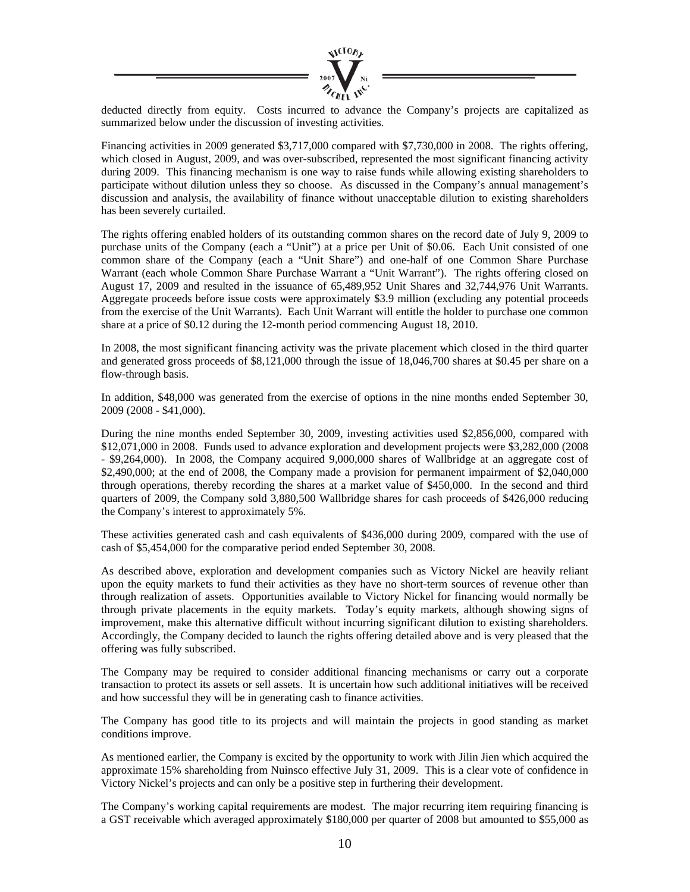deducted directly from equity. Costs incurred to advance the Company's projects are capitalized as summarized below under the discussion of investing activities.

Financing activities in 2009 generated $3,717,000 compared with $7,730,000 in 2008. The rights offering, which closed in August, 2009, and was over-subscribed, represented the most significant financing activity during 2009. This financing mechanism is one way to raise funds while allowing existing shareholders to participate without dilution unless they so choose. As discussed in the Company's annual management's discussion and analysis, the availability of finance without unacceptable dilution to existing shareholders has been severely curtailed.

The rights offering enabled holders of its outstanding common shares on the record date of July 9, 2009 to purchase units of the Company (each a "Unit") at a price per Unit of $0.06. Each Unit consisted of one common share of the Company (each a "Unit Share") and one-half of one Common Share Purchase Warrant (each whole Common Share Purchase Warrant a "Unit Warrant"). The rights offering closed on August 17, 2009 and resulted in the issuance of 65,489,952 Unit Shares and 32,744,976 Unit Warrants. Aggregate proceeds before issue costs were approximately $3.9 million (excluding any potential proceeds from the exercise of the Unit Warrants). Each Unit Warrant will entitle the holder to purchase one common share at a price of $0.12 during the 12-month period commencing August 18, 2010.

In 2008, the most significant financing activity was the private placement which closed in the third quarter and generated gross proceeds of $8,121,000 through the issue of 18,046,700 shares at $0.45 per share on a flow-through basis.

In addition, $48,000 was generated from the exercise of options in the nine months ended September 30, 2009 (2008 - $41,000).

During the nine months ended September 30, 2009, investing activities used $2,856,000, compared with $12,071,000 in 2008. Funds used to advance exploration and development projects were $3,282,000 (2008 - $9,264,000). In 2008, the Company acquired 9,000,000 shares of Wallbridge at an aggregate cost of $2,490,000; at the end of 2008, the Company made a provision for permanent impairment of $2,040,000 through operations, thereby recording the shares at a market value of $450,000. In the second and third quarters of 2009, the Company sold 3,880,500 Wallbridge shares for cash proceeds of $426,000 reducing the Company's interest to approximately 5%.

These activities generated cash and cash equivalents of $436,000 during 2009, compared with the use of cash of $5,454,000 for the comparative period ended September 30, 2008.

As described above, exploration and development companies such as Victory Nickel are heavily reliant upon the equity markets to fund their activities as they have no short-term sources of revenue other than through realization of assets. Opportunities available to Victory Nickel for financing would normally be through private placements in the equity markets. Today's equity markets, although showing signs of improvement, make this alternative difficult without incurring significant dilution to existing shareholders. Accordingly, the Company decided to launch the rights offering detailed above and is very pleased that the offering was fully subscribed.

The Company may be required to consider additional financing mechanisms or carry out a corporate transaction to protect its assets or sell assets. It is uncertain how such additional initiatives will be received and how successful they will be in generating cash to finance activities.

The Company has good title to its projects and will maintain the projects in good standing as market conditions improve.

As mentioned earlier, the Company is excited by the opportunity to work with Jilin Jien which acquired the approximate 15% shareholding from Nuinsco effective July 31, 2009. This is a clear vote of confidence in Victory Nickel's projects and can only be a positive step in furthering their development.

The Company's working capital requirements are modest. The major recurring item requiring financing is a GST receivable which averaged approximately $180,000 per quarter of 2008 but amounted to $55,000 as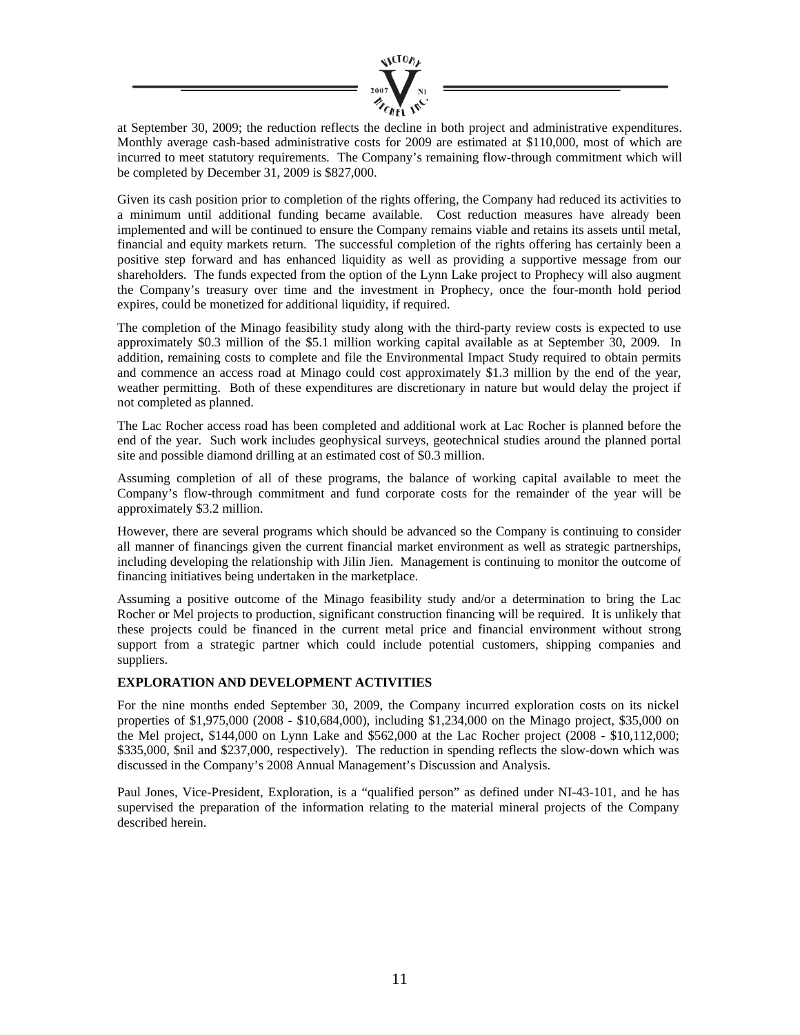at September 30, 2009; the reduction reflects the decline in both project and administrative expenditures. Monthly average cash-based administrative costs for 2009 are estimated at $110,000, most of which are incurred to meet statutory requirements. The Company's remaining flow-through commitment which will be completed by December 31, 2009 is $827,000.

Given its cash position prior to completion of the rights offering, the Company had reduced its activities to a minimum until additional funding became available. Cost reduction measures have already been implemented and will be continued to ensure the Company remains viable and retains its assets until metal, financial and equity markets return. The successful completion of the rights offering has certainly been a positive step forward and has enhanced liquidity as well as providing a supportive message from our shareholders. The funds expected from the option of the Lynn Lake project to Prophecy will also augment the Company's treasury over time and the investment in Prophecy, once the four-month hold period expires, could be monetized for additional liquidity, if required.

The completion of the Minago feasibility study along with the third-party review costs is expected to use approximately $0.3 million of the $5.1 million working capital available as at September 30, 2009. In addition, remaining costs to complete and file the Environmental Impact Study required to obtain permits and commence an access road at Minago could cost approximately $1.3 million by the end of the year, weather permitting. Both of these expenditures are discretionary in nature but would delay the project if not completed as planned.

The Lac Rocher access road has been completed and additional work at Lac Rocher is planned before the end of the year. Such work includes geophysical surveys, geotechnical studies around the planned portal site and possible diamond drilling at an estimated cost of $0.3 million.

Assuming completion of all of these programs, the balance of working capital available to meet the Company's flow-through commitment and fund corporate costs for the remainder of the year will be approximately $3.2 million.

However, there are several programs which should be advanced so the Company is continuing to consider all manner of financings given the current financial market environment as well as strategic partnerships, including developing the relationship with Jilin Jien. Management is continuing to monitor the outcome of financing initiatives being undertaken in the marketplace.

Assuming a positive outcome of the Minago feasibility study and/or a determination to bring the Lac Rocher or Mel projects to production, significant construction financing will be required. It is unlikely that these projects could be financed in the current metal price and financial environment without strong support from a strategic partner which could include potential customers, shipping companies and suppliers.

**EXPLORATION AND DEVELOPMENT ACTIVITIES**

For the nine months ended September 30, 2009, the Company incurred exploration costs on its nickel properties of $1,975,000 (2008 - $10,684,000), including $1,234,000 on the Minago project, $35,000 on the Mel project, $144,000 on Lynn Lake and $562,000 at the Lac Rocher project (2008 - $10,112,000; $335,000, $nil and $237,000, respectively). The reduction in spending reflects the slow-down which was discussed in the Company's 2008 Annual Management's Discussion and Analysis.

Paul Jones, Vice-President, Exploration, is a "qualified person" as defined under NI-43-101, and he has supervised the preparation of the information relating to the material mineral projects of the Company described herein.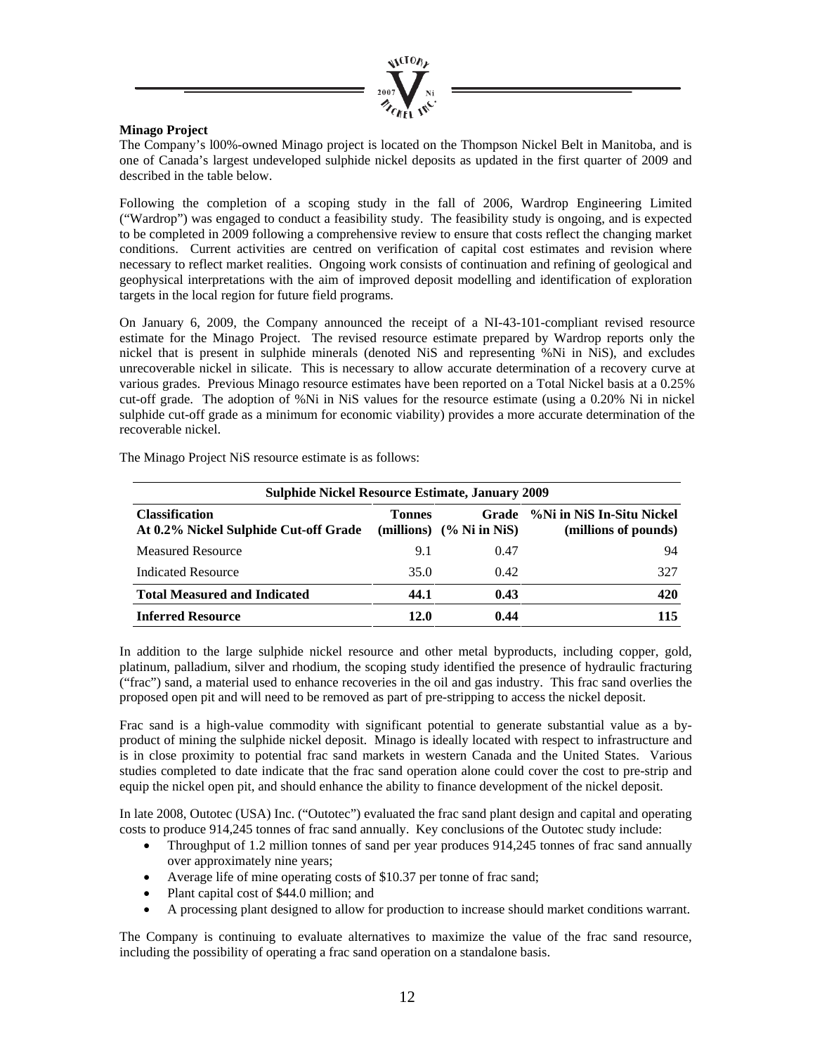**Minago Project**

The Company's l00%-owned Minago project is located on the Thompson Nickel Belt in Manitoba, and is one of Canada's largest undeveloped sulphide nickel deposits as updated in the first quarter of 2009 and described in the table below.

Following the completion of a scoping study in the fall of 2006, Wardrop Engineering Limited ("Wardrop") was engaged to conduct a feasibility study. The feasibility study is ongoing, and is expected to be completed in 2009 following a comprehensive review to ensure that costs reflect the changing market conditions. Current activities are centred on verification of capital cost estimates and revision where necessary to reflect market realities. Ongoing work consists of continuation and refining of geological and geophysical interpretations with the aim of improved deposit modelling and identification of exploration targets in the local region for future field programs.

On January 6, 2009, the Company announced the receipt of a NI-43-101-compliant revised resource estimate for the Minago Project. The revised resource estimate prepared by Wardrop reports only the nickel that is present in sulphide minerals (denoted NiS and representing %Ni in NiS), and excludes unrecoverable nickel in silicate. This is necessary to allow accurate determination of a recovery curve at various grades. Previous Minago resource estimates have been reported on a Total Nickel basis at a 0.25% cut-off grade. The adoption of %Ni in NiS values for the resource estimate (using a 0.20% Ni in nickel sulphide cut-off grade as a minimum for economic viability) provides a more accurate determination of the recoverable nickel.

The Minago Project NiS resource estimate is as follows:

| Sulphide Nickel Resource Estimate, January 2009 | | | |
|---|---|---|---|
| **Classification At 0.2% Nickel Sulphide Cut-off Grade** | **Tonnes (millions)** | **Grade (% Ni in NiS)** | **%Ni in NiS In-Situ Nickel (millions of pounds)** |
| Measured Resource | 9.1 | 0.47 | 94 |
| Indicated Resource | 35.0 | 0.42 | 327 |
| **Total Measured and Indicated** | **44.1** | **0.43** | **420** |
| **Inferred Resource** | **12.0** | **0.44** | **115** |

In addition to the large sulphide nickel resource and other metal byproducts, including copper, gold, platinum, palladium, silver and rhodium, the scoping study identified the presence of hydraulic fracturing ("frac") sand, a material used to enhance recoveries in the oil and gas industry. This frac sand overlies the proposed open pit and will need to be removed as part of pre-stripping to access the nickel deposit.

Frac sand is a high-value commodity with significant potential to generate substantial value as a by-product of mining the sulphide nickel deposit. Minago is ideally located with respect to infrastructure and is in close proximity to potential frac sand markets in western Canada and the United States. Various studies completed to date indicate that the frac sand operation alone could cover the cost to pre-strip and equip the nickel open pit, and should enhance the ability to finance development of the nickel deposit.

In late 2008, Outotec (USA) Inc. ("Outotec") evaluated the frac sand plant design and capital and operating costs to produce 914,245 tonnes of frac sand annually. Key conclusions of the Outotec study include:

- Throughput of 1.2 million tonnes of sand per year produces 914,245 tonnes of frac sand annually over approximately nine years;
- Average life of mine operating costs of $10.37 per tonne of frac sand;
- Plant capital cost of $44.0 million; and
- A processing plant designed to allow for production to increase should market conditions warrant.

The Company is continuing to evaluate alternatives to maximize the value of the frac sand resource, including the possibility of operating a frac sand operation on a standalone basis.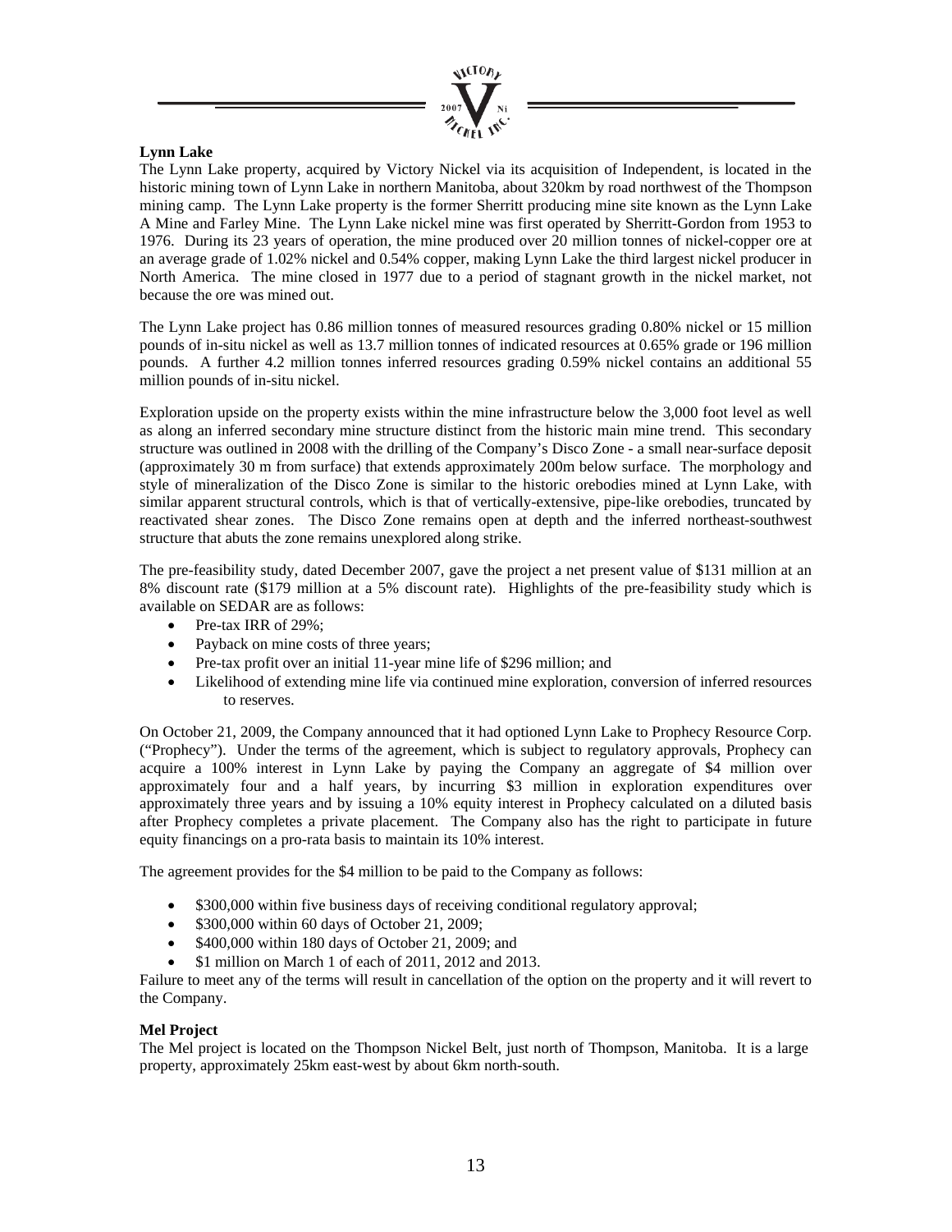**Lynn Lake**

The Lynn Lake property, acquired by Victory Nickel via its acquisition of Independent, is located in the historic mining town of Lynn Lake in northern Manitoba, about 320km by road northwest of the Thompson mining camp. The Lynn Lake property is the former Sherritt producing mine site known as the Lynn Lake A Mine and Farley Mine. The Lynn Lake nickel mine was first operated by Sherritt-Gordon from 1953 to 1976. During its 23 years of operation, the mine produced over 20 million tonnes of nickel-copper ore at an average grade of 1.02% nickel and 0.54% copper, making Lynn Lake the third largest nickel producer in North America. The mine closed in 1977 due to a period of stagnant growth in the nickel market, not because the ore was mined out.

The Lynn Lake project has 0.86 million tonnes of measured resources grading 0.80% nickel or 15 million pounds of in-situ nickel as well as 13.7 million tonnes of indicated resources at 0.65% grade or 196 million pounds. A further 4.2 million tonnes inferred resources grading 0.59% nickel contains an additional 55 million pounds of in-situ nickel.

Exploration upside on the property exists within the mine infrastructure below the 3,000 foot level as well as along an inferred secondary mine structure distinct from the historic main mine trend. This secondary structure was outlined in 2008 with the drilling of the Company's Disco Zone - a small near-surface deposit (approximately 30 m from surface) that extends approximately 200m below surface. The morphology and style of mineralization of the Disco Zone is similar to the historic orebodies mined at Lynn Lake, with similar apparent structural controls, which is that of vertically-extensive, pipe-like orebodies, truncated by reactivated shear zones. The Disco Zone remains open at depth and the inferred northeast-southwest structure that abuts the zone remains unexplored along strike.

The pre-feasibility study, dated December 2007, gave the project a net present value of $131 million at an 8% discount rate ($179 million at a 5% discount rate). Highlights of the pre-feasibility study which is available on SEDAR are as follows:

- Pre-tax IRR of 29%;
- Payback on mine costs of three years;
- Pre-tax profit over an initial 11-year mine life of $296 million; and
- Likelihood of extending mine life via continued mine exploration, conversion of inferred resources to reserves.

On October 21, 2009, the Company announced that it had optioned Lynn Lake to Prophecy Resource Corp. ("Prophecy"). Under the terms of the agreement, which is subject to regulatory approvals, Prophecy can acquire a 100% interest in Lynn Lake by paying the Company an aggregate of $4 million over approximately four and a half years, by incurring $3 million in exploration expenditures over approximately three years and by issuing a 10% equity interest in Prophecy calculated on a diluted basis after Prophecy completes a private placement. The Company also has the right to participate in future equity financings on a pro-rata basis to maintain its 10% interest.

The agreement provides for the $4 million to be paid to the Company as follows:

- $300,000 within five business days of receiving conditional regulatory approval;
- $300,000 within 60 days of October 21, 2009;
- $400,000 within 180 days of October 21, 2009; and
- $1 million on March 1 of each of 2011, 2012 and 2013.

Failure to meet any of the terms will result in cancellation of the option on the property and it will revert to the Company.

**Mel Project**

The Mel project is located on the Thompson Nickel Belt, just north of Thompson, Manitoba. It is a large property, approximately 25km east-west by about 6km north-south.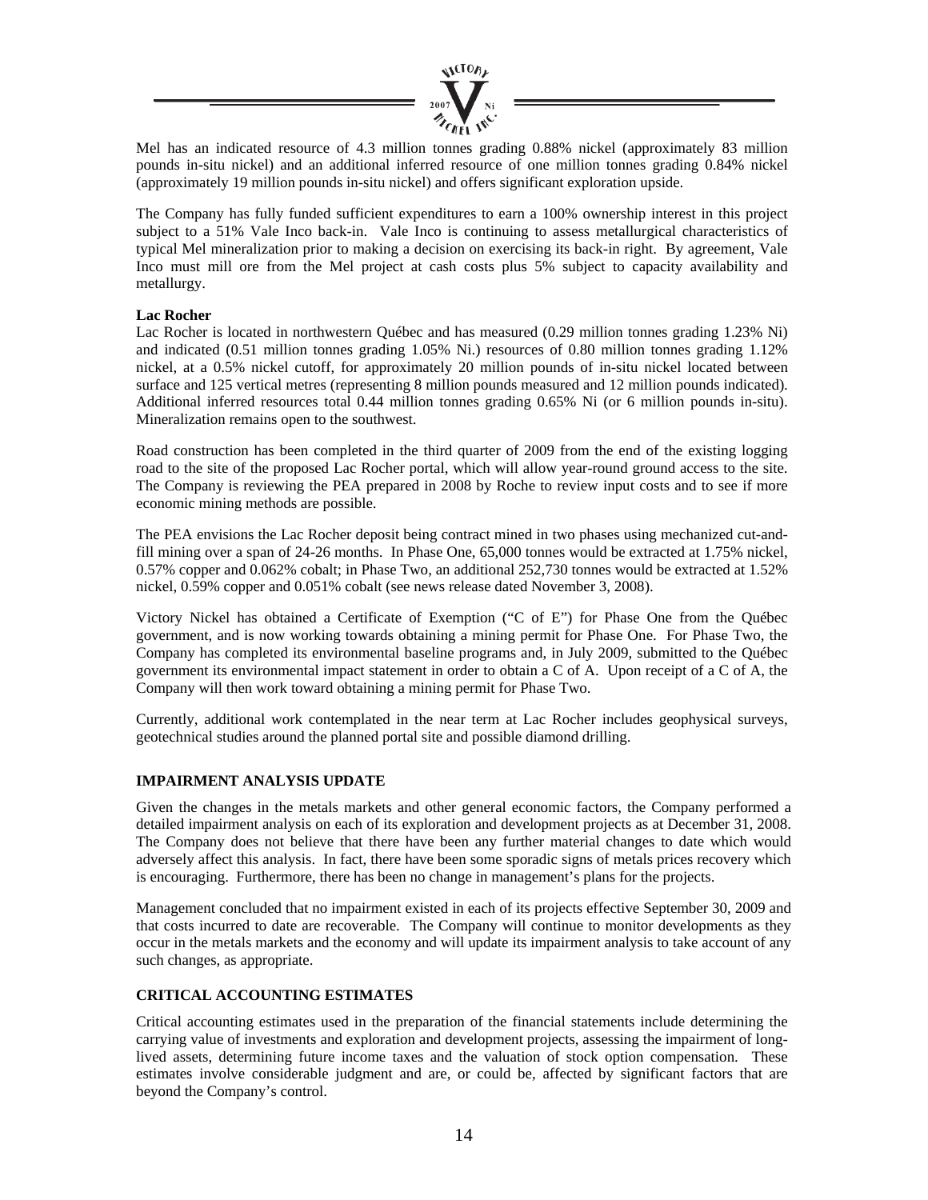Mel has an indicated resource of 4.3 million tonnes grading 0.88% nickel (approximately 83 million pounds in-situ nickel) and an additional inferred resource of one million tonnes grading 0.84% nickel (approximately 19 million pounds in-situ nickel) and offers significant exploration upside.

The Company has fully funded sufficient expenditures to earn a 100% ownership interest in this project subject to a 51% Vale Inco back-in. Vale Inco is continuing to assess metallurgical characteristics of typical Mel mineralization prior to making a decision on exercising its back-in right. By agreement, Vale Inco must mill ore from the Mel project at cash costs plus 5% subject to capacity availability and metallurgy.

**Lac Rocher**

Lac Rocher is located in northwestern Québec and has measured (0.29 million tonnes grading 1.23% Ni) and indicated (0.51 million tonnes grading 1.05% Ni.) resources of 0.80 million tonnes grading 1.12% nickel, at a 0.5% nickel cutoff, for approximately 20 million pounds of in-situ nickel located between surface and 125 vertical metres (representing 8 million pounds measured and 12 million pounds indicated). Additional inferred resources total 0.44 million tonnes grading 0.65% Ni (or 6 million pounds in-situ). Mineralization remains open to the southwest.

Road construction has been completed in the third quarter of 2009 from the end of the existing logging road to the site of the proposed Lac Rocher portal, which will allow year-round ground access to the site. The Company is reviewing the PEA prepared in 2008 by Roche to review input costs and to see if more economic mining methods are possible.

The PEA envisions the Lac Rocher deposit being contract mined in two phases using mechanized cut-and-fill mining over a span of 24-26 months. In Phase One, 65,000 tonnes would be extracted at 1.75% nickel, 0.57% copper and 0.062% cobalt; in Phase Two, an additional 252,730 tonnes would be extracted at 1.52% nickel, 0.59% copper and 0.051% cobalt (see news release dated November 3, 2008).

Victory Nickel has obtained a Certificate of Exemption ("C of E") for Phase One from the Québec government, and is now working towards obtaining a mining permit for Phase One. For Phase Two, the Company has completed its environmental baseline programs and, in July 2009, submitted to the Québec government its environmental impact statement in order to obtain a C of A. Upon receipt of a C of A, the Company will then work toward obtaining a mining permit for Phase Two.

Currently, additional work contemplated in the near term at Lac Rocher includes geophysical surveys, geotechnical studies around the planned portal site and possible diamond drilling.

## IMPAIRMENT ANALYSIS UPDATE

Given the changes in the metals markets and other general economic factors, the Company performed a detailed impairment analysis on each of its exploration and development projects as at December 31, 2008. The Company does not believe that there have been any further material changes to date which would adversely affect this analysis. In fact, there have been some sporadic signs of metals prices recovery which is encouraging. Furthermore, there has been no change in management's plans for the projects.

Management concluded that no impairment existed in each of its projects effective September 30, 2009 and that costs incurred to date are recoverable. The Company will continue to monitor developments as they occur in the metals markets and the economy and will update its impairment analysis to take account of any such changes, as appropriate.

## CRITICAL ACCOUNTING ESTIMATES

Critical accounting estimates used in the preparation of the financial statements include determining the carrying value of investments and exploration and development projects, assessing the impairment of long-lived assets, determining future income taxes and the valuation of stock option compensation. These estimates involve considerable judgment and are, or could be, affected by significant factors that are beyond the Company's control.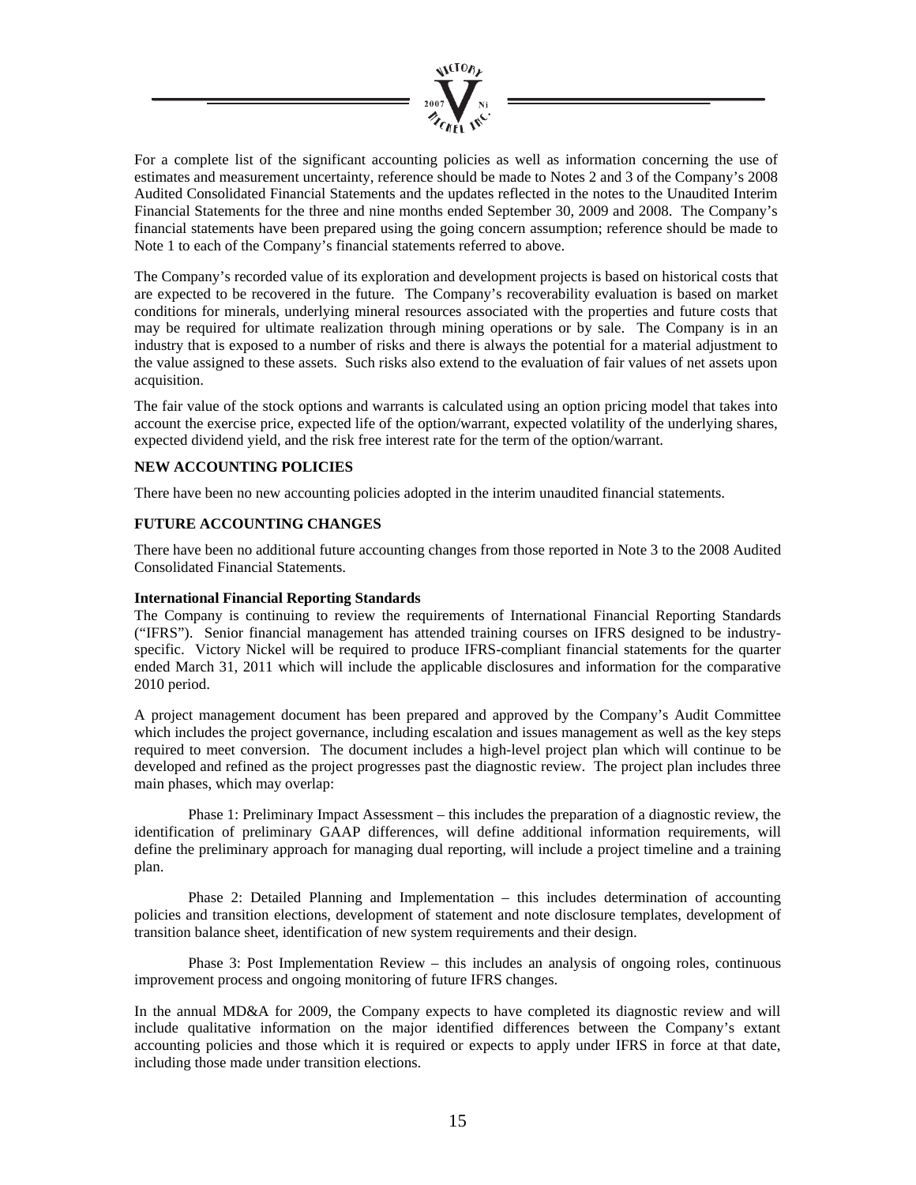For a complete list of the significant accounting policies as well as information concerning the use of estimates and measurement uncertainty, reference should be made to Notes 2 and 3 of the Company's 2008 Audited Consolidated Financial Statements and the updates reflected in the notes to the Unaudited Interim Financial Statements for the three and nine months ended September 30, 2009 and 2008. The Company's financial statements have been prepared using the going concern assumption; reference should be made to Note 1 to each of the Company's financial statements referred to above.

The Company's recorded value of its exploration and development projects is based on historical costs that are expected to be recovered in the future. The Company's recoverability evaluation is based on market conditions for minerals, underlying mineral resources associated with the properties and future costs that may be required for ultimate realization through mining operations or by sale. The Company is in an industry that is exposed to a number of risks and there is always the potential for a material adjustment to the value assigned to these assets. Such risks also extend to the evaluation of fair values of net assets upon acquisition.

The fair value of the stock options and warrants is calculated using an option pricing model that takes into account the exercise price, expected life of the option/warrant, expected volatility of the underlying shares, expected dividend yield, and the risk free interest rate for the term of the option/warrant.

## NEW ACCOUNTING POLICIES

There have been no new accounting policies adopted in the interim unaudited financial statements.

## FUTURE ACCOUNTING CHANGES

There have been no additional future accounting changes from those reported in Note 3 to the 2008 Audited Consolidated Financial Statements.

### International Financial Reporting Standards

The Company is continuing to review the requirements of International Financial Reporting Standards ("IFRS"). Senior financial management has attended training courses on IFRS designed to be industry-specific. Victory Nickel will be required to produce IFRS-compliant financial statements for the quarter ended March 31, 2011 which will include the applicable disclosures and information for the comparative 2010 period.

A project management document has been prepared and approved by the Company's Audit Committee which includes the project governance, including escalation and issues management as well as the key steps required to meet conversion. The document includes a high-level project plan which will continue to be developed and refined as the project progresses past the diagnostic review. The project plan includes three main phases, which may overlap:

Phase 1: Preliminary Impact Assessment – this includes the preparation of a diagnostic review, the identification of preliminary GAAP differences, will define additional information requirements, will define the preliminary approach for managing dual reporting, will include a project timeline and a training plan.

Phase 2: Detailed Planning and Implementation – this includes determination of accounting policies and transition elections, development of statement and note disclosure templates, development of transition balance sheet, identification of new system requirements and their design.

Phase 3: Post Implementation Review – this includes an analysis of ongoing roles, continuous improvement process and ongoing monitoring of future IFRS changes.

In the annual MD&A for 2009, the Company expects to have completed its diagnostic review and will include qualitative information on the major identified differences between the Company's extant accounting policies and those which it is required or expects to apply under IFRS in force at that date, including those made under transition elections.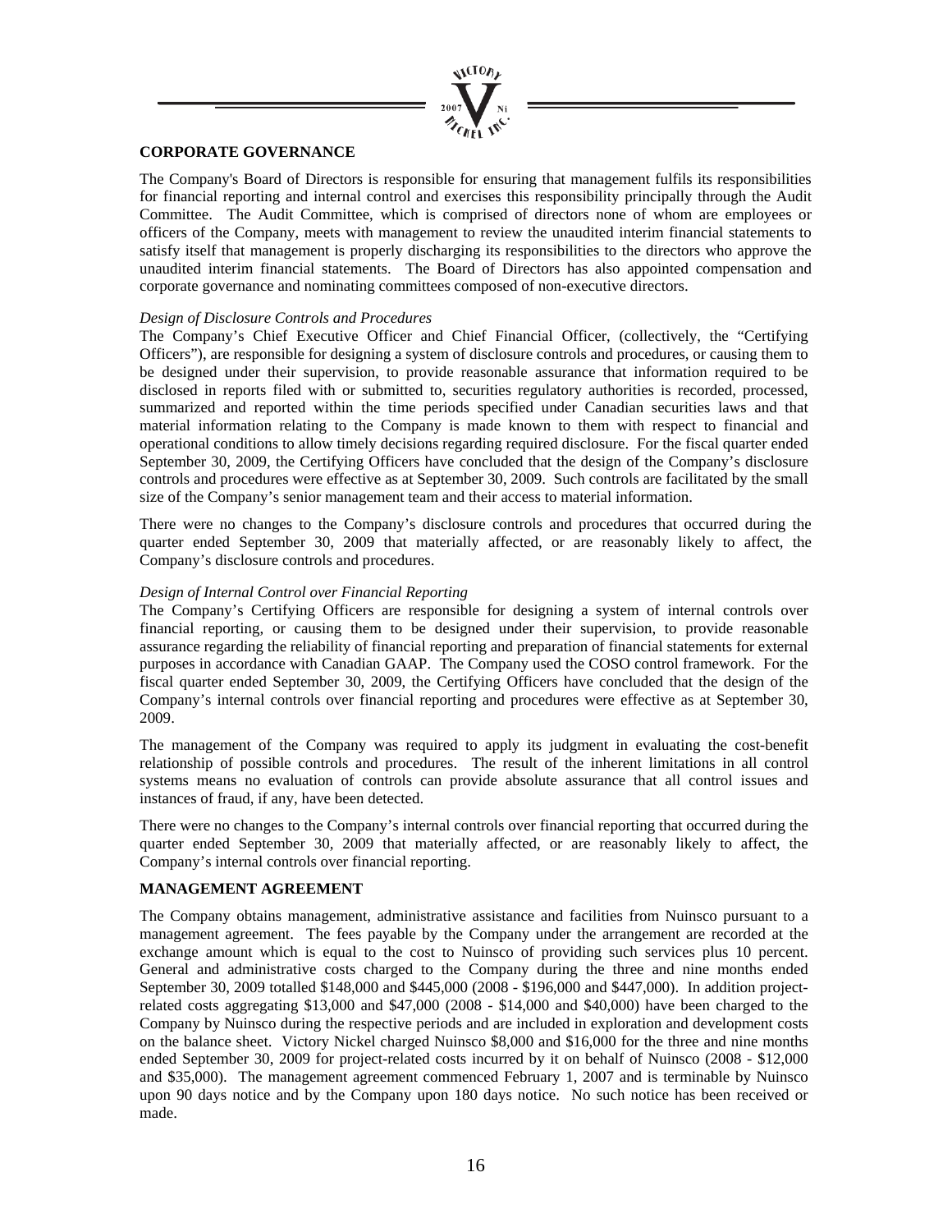## CORPORATE GOVERNANCE

The Company's Board of Directors is responsible for ensuring that management fulfils its responsibilities for financial reporting and internal control and exercises this responsibility principally through the Audit Committee. The Audit Committee, which is comprised of directors none of whom are employees or officers of the Company, meets with management to review the unaudited interim financial statements to satisfy itself that management is properly discharging its responsibilities to the directors who approve the unaudited interim financial statements. The Board of Directors has also appointed compensation and corporate governance and nominating committees composed of non-executive directors.

*Design of Disclosure Controls and Procedures*

The Company's Chief Executive Officer and Chief Financial Officer, (collectively, the "Certifying Officers"), are responsible for designing a system of disclosure controls and procedures, or causing them to be designed under their supervision, to provide reasonable assurance that information required to be disclosed in reports filed with or submitted to, securities regulatory authorities is recorded, processed, summarized and reported within the time periods specified under Canadian securities laws and that material information relating to the Company is made known to them with respect to financial and operational conditions to allow timely decisions regarding required disclosure. For the fiscal quarter ended September 30, 2009, the Certifying Officers have concluded that the design of the Company's disclosure controls and procedures were effective as at September 30, 2009. Such controls are facilitated by the small size of the Company's senior management team and their access to material information.

There were no changes to the Company's disclosure controls and procedures that occurred during the quarter ended September 30, 2009 that materially affected, or are reasonably likely to affect, the Company's disclosure controls and procedures.

*Design of Internal Control over Financial Reporting*

The Company's Certifying Officers are responsible for designing a system of internal controls over financial reporting, or causing them to be designed under their supervision, to provide reasonable assurance regarding the reliability of financial reporting and preparation of financial statements for external purposes in accordance with Canadian GAAP. The Company used the COSO control framework. For the fiscal quarter ended September 30, 2009, the Certifying Officers have concluded that the design of the Company's internal controls over financial reporting and procedures were effective as at September 30, 2009.

The management of the Company was required to apply its judgment in evaluating the cost-benefit relationship of possible controls and procedures. The result of the inherent limitations in all control systems means no evaluation of controls can provide absolute assurance that all control issues and instances of fraud, if any, have been detected.

There were no changes to the Company's internal controls over financial reporting that occurred during the quarter ended September 30, 2009 that materially affected, or are reasonably likely to affect, the Company's internal controls over financial reporting.

## MANAGEMENT AGREEMENT

The Company obtains management, administrative assistance and facilities from Nuinsco pursuant to a management agreement. The fees payable by the Company under the arrangement are recorded at the exchange amount which is equal to the cost to Nuinsco of providing such services plus 10 percent. General and administrative costs charged to the Company during the three and nine months ended September 30, 2009 totalled $148,000 and $445,000 (2008 - $196,000 and $447,000). In addition project-related costs aggregating $13,000 and $47,000 (2008 - $14,000 and $40,000) have been charged to the Company by Nuinsco during the respective periods and are included in exploration and development costs on the balance sheet. Victory Nickel charged Nuinsco $8,000 and $16,000 for the three and nine months ended September 30, 2009 for project-related costs incurred by it on behalf of Nuinsco (2008 - $12,000 and $35,000). The management agreement commenced February 1, 2007 and is terminable by Nuinsco upon 90 days notice and by the Company upon 180 days notice. No such notice has been received or made.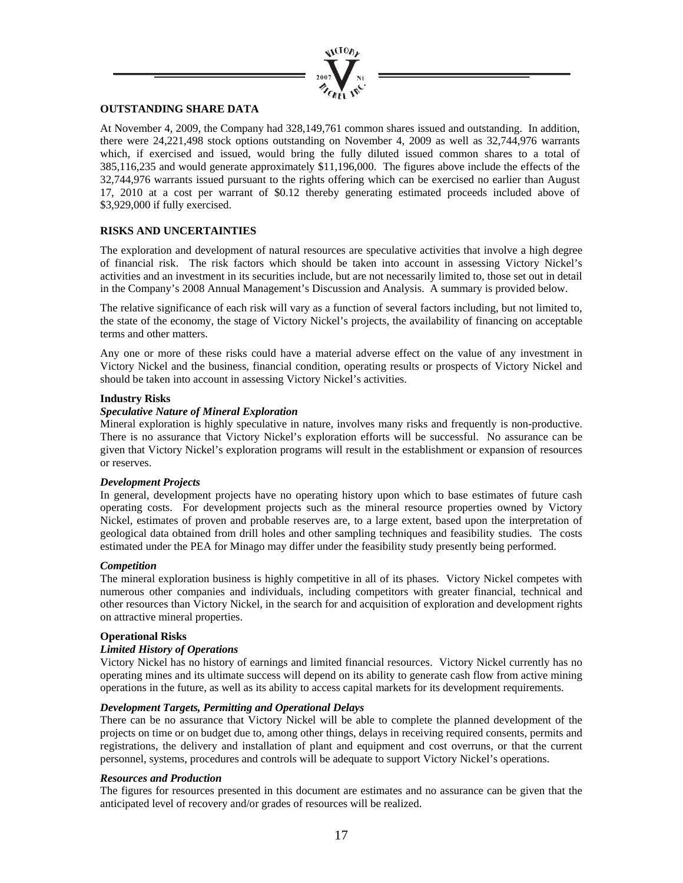## OUTSTANDING SHARE DATA

At November 4, 2009, the Company had 328,149,761 common shares issued and outstanding. In addition, there were 24,221,498 stock options outstanding on November 4, 2009 as well as 32,744,976 warrants which, if exercised and issued, would bring the fully diluted issued common shares to a total of 385,116,235 and would generate approximately $11,196,000. The figures above include the effects of the 32,744,976 warrants issued pursuant to the rights offering which can be exercised no earlier than August 17, 2010 at a cost per warrant of $0.12 thereby generating estimated proceeds included above of $3,929,000 if fully exercised.

## RISKS AND UNCERTAINTIES

The exploration and development of natural resources are speculative activities that involve a high degree of financial risk. The risk factors which should be taken into account in assessing Victory Nickel's activities and an investment in its securities include, but are not necessarily limited to, those set out in detail in the Company's 2008 Annual Management's Discussion and Analysis. A summary is provided below.

The relative significance of each risk will vary as a function of several factors including, but not limited to, the state of the economy, the stage of Victory Nickel's projects, the availability of financing on acceptable terms and other matters.

Any one or more of these risks could have a material adverse effect on the value of any investment in Victory Nickel and the business, financial condition, operating results or prospects of Victory Nickel and should be taken into account in assessing Victory Nickel's activities.

### Industry Risks

***Speculative Nature of Mineral Exploration***

Mineral exploration is highly speculative in nature, involves many risks and frequently is non-productive. There is no assurance that Victory Nickel's exploration efforts will be successful. No assurance can be given that Victory Nickel's exploration programs will result in the establishment or expansion of resources or reserves.

***Development Projects***

In general, development projects have no operating history upon which to base estimates of future cash operating costs. For development projects such as the mineral resource properties owned by Victory Nickel, estimates of proven and probable reserves are, to a large extent, based upon the interpretation of geological data obtained from drill holes and other sampling techniques and feasibility studies. The costs estimated under the PEA for Minago may differ under the feasibility study presently being performed.

***Competition***

The mineral exploration business is highly competitive in all of its phases. Victory Nickel competes with numerous other companies and individuals, including competitors with greater financial, technical and other resources than Victory Nickel, in the search for and acquisition of exploration and development rights on attractive mineral properties.

### Operational Risks

***Limited History of Operations***

Victory Nickel has no history of earnings and limited financial resources. Victory Nickel currently has no operating mines and its ultimate success will depend on its ability to generate cash flow from active mining operations in the future, as well as its ability to access capital markets for its development requirements.

***Development Targets, Permitting and Operational Delays***

There can be no assurance that Victory Nickel will be able to complete the planned development of the projects on time or on budget due to, among other things, delays in receiving required consents, permits and registrations, the delivery and installation of plant and equipment and cost overruns, or that the current personnel, systems, procedures and controls will be adequate to support Victory Nickel's operations.

***Resources and Production***

The figures for resources presented in this document are estimates and no assurance can be given that the anticipated level of recovery and/or grades of resources will be realized.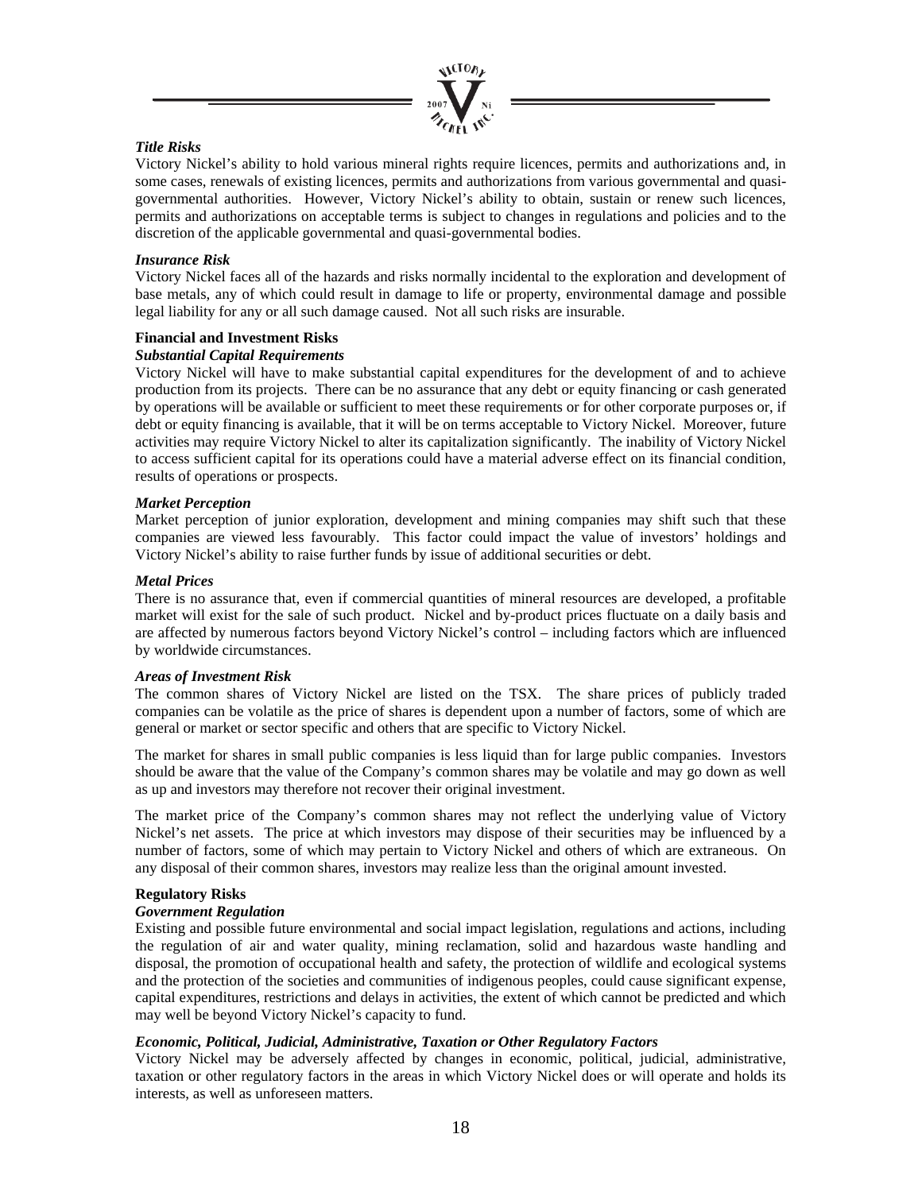***Title Risks***

Victory Nickel's ability to hold various mineral rights require licences, permits and authorizations and, in some cases, renewals of existing licences, permits and authorizations from various governmental and quasi-governmental authorities. However, Victory Nickel's ability to obtain, sustain or renew such licences, permits and authorizations on acceptable terms is subject to changes in regulations and policies and to the discretion of the applicable governmental and quasi-governmental bodies.

***Insurance Risk***

Victory Nickel faces all of the hazards and risks normally incidental to the exploration and development of base metals, any of which could result in damage to life or property, environmental damage and possible legal liability for any or all such damage caused. Not all such risks are insurable.

**Financial and Investment Risks**

***Substantial Capital Requirements***

Victory Nickel will have to make substantial capital expenditures for the development of and to achieve production from its projects. There can be no assurance that any debt or equity financing or cash generated by operations will be available or sufficient to meet these requirements or for other corporate purposes or, if debt or equity financing is available, that it will be on terms acceptable to Victory Nickel. Moreover, future activities may require Victory Nickel to alter its capitalization significantly. The inability of Victory Nickel to access sufficient capital for its operations could have a material adverse effect on its financial condition, results of operations or prospects.

***Market Perception***

Market perception of junior exploration, development and mining companies may shift such that these companies are viewed less favourably. This factor could impact the value of investors' holdings and Victory Nickel's ability to raise further funds by issue of additional securities or debt.

***Metal Prices***

There is no assurance that, even if commercial quantities of mineral resources are developed, a profitable market will exist for the sale of such product. Nickel and by-product prices fluctuate on a daily basis and are affected by numerous factors beyond Victory Nickel's control – including factors which are influenced by worldwide circumstances.

***Areas of Investment Risk***

The common shares of Victory Nickel are listed on the TSX. The share prices of publicly traded companies can be volatile as the price of shares is dependent upon a number of factors, some of which are general or market or sector specific and others that are specific to Victory Nickel.

The market for shares in small public companies is less liquid than for large public companies. Investors should be aware that the value of the Company's common shares may be volatile and may go down as well as up and investors may therefore not recover their original investment.

The market price of the Company's common shares may not reflect the underlying value of Victory Nickel's net assets. The price at which investors may dispose of their securities may be influenced by a number of factors, some of which may pertain to Victory Nickel and others of which are extraneous. On any disposal of their common shares, investors may realize less than the original amount invested.

**Regulatory Risks**

***Government Regulation***

Existing and possible future environmental and social impact legislation, regulations and actions, including the regulation of air and water quality, mining reclamation, solid and hazardous waste handling and disposal, the promotion of occupational health and safety, the protection of wildlife and ecological systems and the protection of the societies and communities of indigenous peoples, could cause significant expense, capital expenditures, restrictions and delays in activities, the extent of which cannot be predicted and which may well be beyond Victory Nickel's capacity to fund.

***Economic, Political, Judicial, Administrative, Taxation or Other Regulatory Factors***

Victory Nickel may be adversely affected by changes in economic, political, judicial, administrative, taxation or other regulatory factors in the areas in which Victory Nickel does or will operate and holds its interests, as well as unforeseen matters.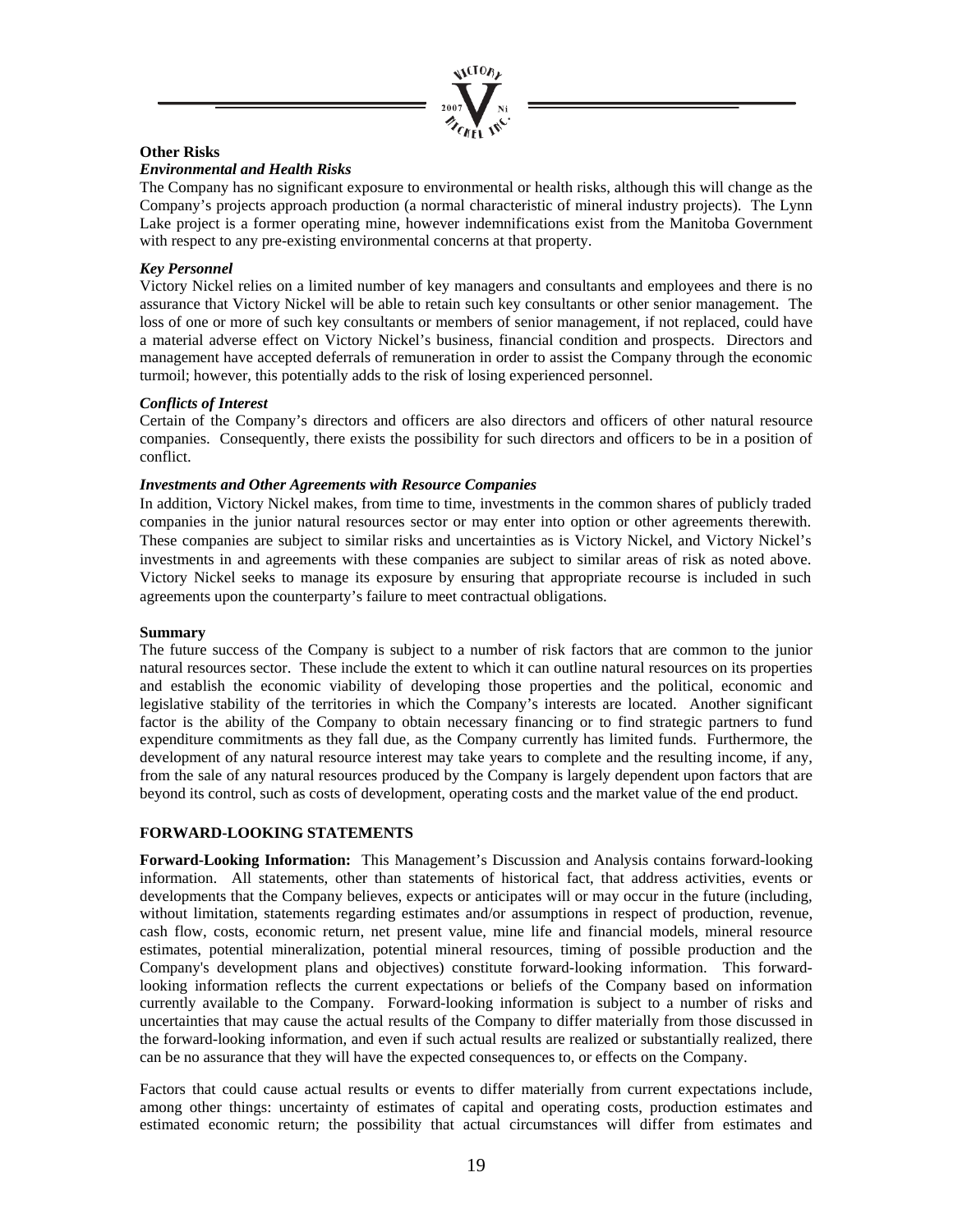**Other Risks**

***Environmental and Health Risks***

The Company has no significant exposure to environmental or health risks, although this will change as the Company's projects approach production (a normal characteristic of mineral industry projects). The Lynn Lake project is a former operating mine, however indemnifications exist from the Manitoba Government with respect to any pre-existing environmental concerns at that property.

***Key Personnel***

Victory Nickel relies on a limited number of key managers and consultants and employees and there is no assurance that Victory Nickel will be able to retain such key consultants or other senior management. The loss of one or more of such key consultants or members of senior management, if not replaced, could have a material adverse effect on Victory Nickel's business, financial condition and prospects. Directors and management have accepted deferrals of remuneration in order to assist the Company through the economic turmoil; however, this potentially adds to the risk of losing experienced personnel.

***Conflicts of Interest***

Certain of the Company's directors and officers are also directors and officers of other natural resource companies. Consequently, there exists the possibility for such directors and officers to be in a position of conflict.

***Investments and Other Agreements with Resource Companies***

In addition, Victory Nickel makes, from time to time, investments in the common shares of publicly traded companies in the junior natural resources sector or may enter into option or other agreements therewith. These companies are subject to similar risks and uncertainties as is Victory Nickel, and Victory Nickel's investments in and agreements with these companies are subject to similar areas of risk as noted above. Victory Nickel seeks to manage its exposure by ensuring that appropriate recourse is included in such agreements upon the counterparty's failure to meet contractual obligations.

**Summary**

The future success of the Company is subject to a number of risk factors that are common to the junior natural resources sector. These include the extent to which it can outline natural resources on its properties and establish the economic viability of developing those properties and the political, economic and legislative stability of the territories in which the Company's interests are located. Another significant factor is the ability of the Company to obtain necessary financing or to find strategic partners to fund expenditure commitments as they fall due, as the Company currently has limited funds. Furthermore, the development of any natural resource interest may take years to complete and the resulting income, if any, from the sale of any natural resources produced by the Company is largely dependent upon factors that are beyond its control, such as costs of development, operating costs and the market value of the end product.

## FORWARD-LOOKING STATEMENTS

**Forward-Looking Information:** This Management's Discussion and Analysis contains forward-looking information. All statements, other than statements of historical fact, that address activities, events or developments that the Company believes, expects or anticipates will or may occur in the future (including, without limitation, statements regarding estimates and/or assumptions in respect of production, revenue, cash flow, costs, economic return, net present value, mine life and financial models, mineral resource estimates, potential mineralization, potential mineral resources, timing of possible production and the Company's development plans and objectives) constitute forward-looking information. This forward-looking information reflects the current expectations or beliefs of the Company based on information currently available to the Company. Forward-looking information is subject to a number of risks and uncertainties that may cause the actual results of the Company to differ materially from those discussed in the forward-looking information, and even if such actual results are realized or substantially realized, there can be no assurance that they will have the expected consequences to, or effects on the Company.

Factors that could cause actual results or events to differ materially from current expectations include, among other things: uncertainty of estimates of capital and operating costs, production estimates and estimated economic return; the possibility that actual circumstances will differ from estimates and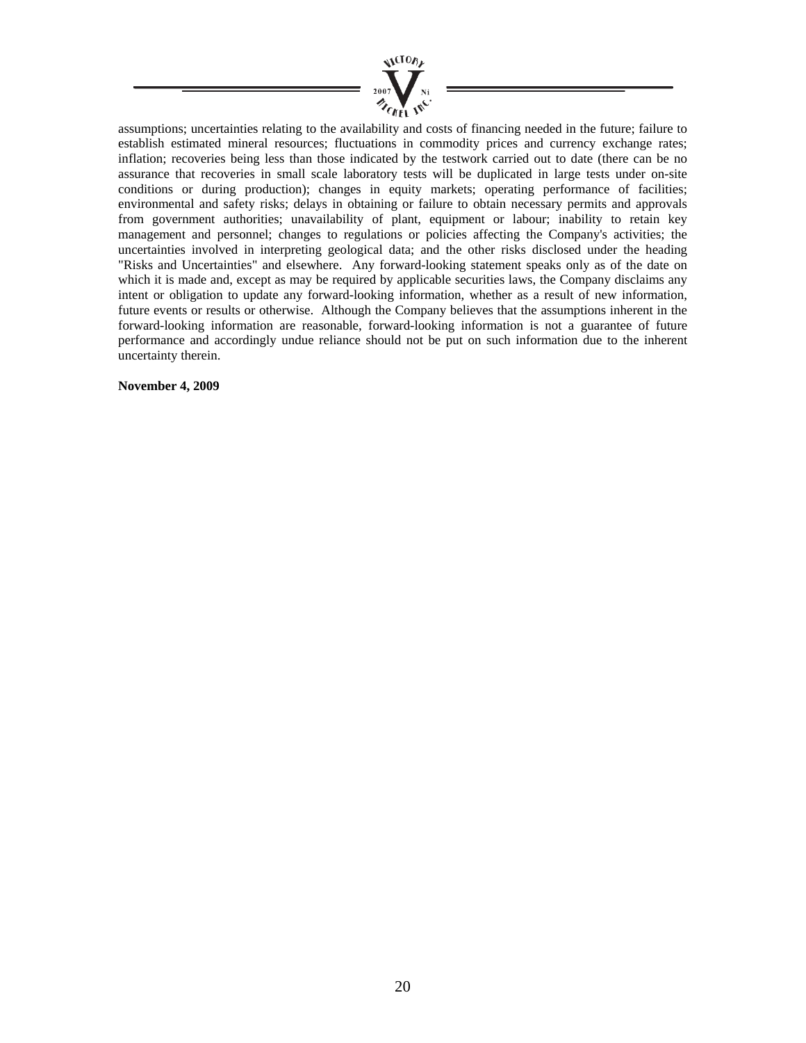assumptions; uncertainties relating to the availability and costs of financing needed in the future; failure to establish estimated mineral resources; fluctuations in commodity prices and currency exchange rates; inflation; recoveries being less than those indicated by the testwork carried out to date (there can be no assurance that recoveries in small scale laboratory tests will be duplicated in large tests under on-site conditions or during production); changes in equity markets; operating performance of facilities; environmental and safety risks; delays in obtaining or failure to obtain necessary permits and approvals from government authorities; unavailability of plant, equipment or labour; inability to retain key management and personnel; changes to regulations or policies affecting the Company's activities; the uncertainties involved in interpreting geological data; and the other risks disclosed under the heading "Risks and Uncertainties" and elsewhere. Any forward-looking statement speaks only as of the date on which it is made and, except as may be required by applicable securities laws, the Company disclaims any intent or obligation to update any forward-looking information, whether as a result of new information, future events or results or otherwise. Although the Company believes that the assumptions inherent in the forward-looking information are reasonable, forward-looking information is not a guarantee of future performance and accordingly undue reliance should not be put on such information due to the inherent uncertainty therein.

**November 4, 2009**